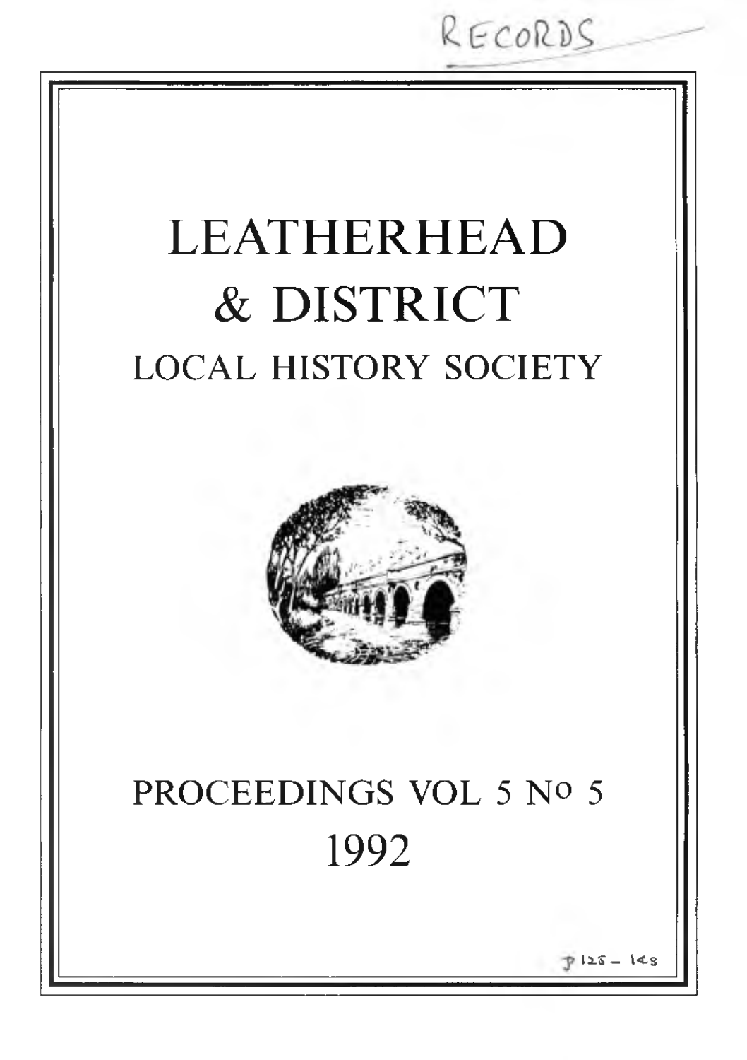RECORDS

# LEATHERHEAD & DISTRICT

## LOCAL HISTORY SOCIETY

## PROCEEDINGS VOL 5 No 5

## 1992

p 125 – 148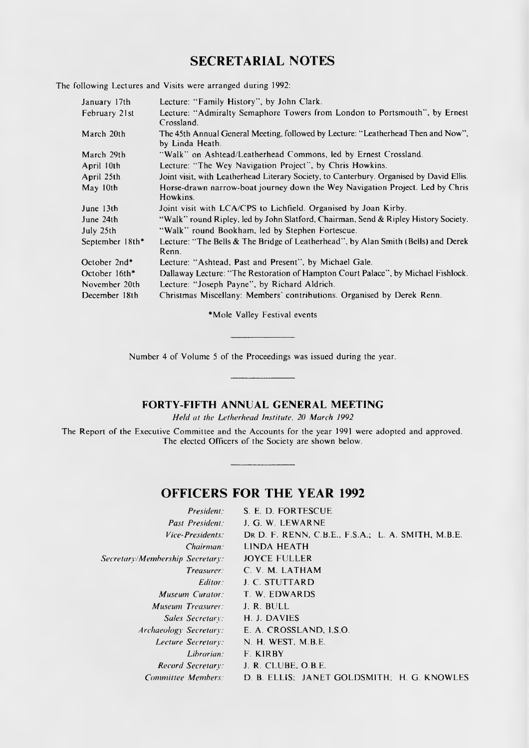## SECRETARIAL NOTES

The following Lectures and Visits were arranged during 1992:

| | |
|---|---|
| January 17th | Lecture: "Family History", by John Clark. |
| February 21st | Lecture: "Admiralty Semaphore Towers from London to Portsmouth", by Ernest Crossland. |
| March 20th | The 45th Annual General Meeting, followed by Lecture: "Leatherhead Then and Now", by Linda Heath. |
| March 29th | "Walk" on Ashtead/Leatherhead Commons, led by Ernest Crossland. |
| April 10th | Lecture: "The Wey Navigation Project", by Chris Howkins. |
| April 25th | Joint visit, with Leatherhead Literary Society, to Canterbury. Organised by David Ellis. |
| May 10th | Horse-drawn narrow-boat journey down the Wey Navigation Project. Led by Chris Howkins. |
| June 13th | Joint visit with LCA/CPS to Lichfield. Organised by Joan Kirby. |
| June 24th | "Walk" round Ripley, led by John Slatford, Chairman, Send & Ripley History Society. |
| July 25th | "Walk" round Bookham, led by Stephen Fortescue. |
| September 18th* | Lecture: "The Bells & The Bridge of Leatherhead", by Alan Smith (Bells) and Derek Renn. |
| October 2nd* | Lecture: "Ashtead, Past and Present", by Michael Gale. |
| October 16th* | Dallaway Lecture: "The Restoration of Hampton Court Palace", by Michael Fishlock. |
| November 20th | Lecture: "Joseph Payne", by Richard Aldrich. |
| December 18th | Christmas Miscellany: Members' contributions. Organised by Derek Renn. |

*Mole Valley Festival events

---

Number 4 of Volume 5 of the Proceedings was issued during the year.

---

### FORTY-FIFTH ANNUAL GENERAL MEETING

*Held at the Letherhead Institute, 20 March 1992*

The Report of the Executive Committee and the Accounts for the year 1991 were adopted and approved. The elected Officers of the Society are shown below.

---

## OFFICERS FOR THE YEAR 1992

| | |
|---|---|
| *President:* | S. E. D. FORTESCUE |
| *Past President:* | J. G. W. LEWARNE |
| *Vice-Presidents:* | DR D. F. RENN, C.B.E., F.S.A.; L. A. SMITH, M.B.E. |
| *Chairman:* | LINDA HEATH |
| *Secretary/Membership Secretary:* | JOYCE FULLER |
| *Treasurer:* | C. V. M. LATHAM |
| *Editor:* | J. C. STUTTARD |
| *Museum Curator:* | T. W. EDWARDS |
| *Museum Treasurer:* | J. R. BULL |
| *Sales Secretary:* | H. J. DAVIES |
| *Archaeology Secretary:* | E. A. CROSSLAND, I.S.O. |
| *Lecture Secretary:* | N. H. WEST, M.B.E. |
| *Librarian:* | F. KIRBY |
| *Record Secretary:* | J. R. CLUBE, O.B.E. |
| *Committee Members:* | D. B. ELLIS; JANET GOLDSMITH; H. G. KNOWLES |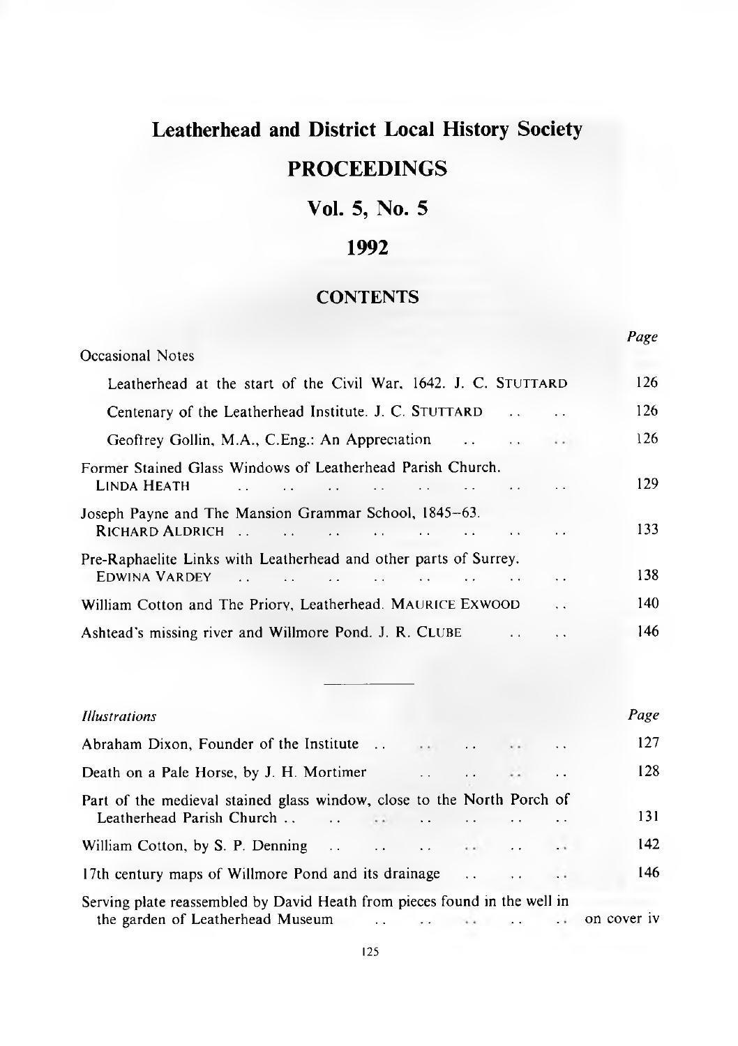# Leatherhead and District Local History Society

## PROCEEDINGS

## Vol. 5, No. 5

## 1992

### CONTENTS

| | Page |
|---|---|
| Occasional Notes | |
| Leatherhead at the start of the Civil War, 1642. J. C. STUTTARD | 126 |
| Centenary of the Leatherhead Institute. J. C. STUTTARD | 126 |
| Geoffrey Gollin, M.A., C.Eng.: An Appreciation | 126 |
| Former Stained Glass Windows of Leatherhead Parish Church. LINDA HEATH | 129 |
| Joseph Payne and The Mansion Grammar School, 1845–63. RICHARD ALDRICH | 133 |
| Pre-Raphaelite Links with Leatherhead and other parts of Surrey. EDWINA VARDEY | 138 |
| William Cotton and The Priory, Leatherhead. MAURICE EXWOOD | 140 |
| Ashtead's missing river and Willmore Pond. J. R. CLUBE | 146 |

---

| *Illustrations* | Page |
|---|---|
| Abraham Dixon, Founder of the Institute | 127 |
| Death on a Pale Horse, by J. H. Mortimer | 128 |
| Part of the medieval stained glass window, close to the North Porch of Leatherhead Parish Church | 131 |
| William Cotton, by S. P. Denning | 142 |
| 17th century maps of Willmore Pond and its drainage | 146 |
| Serving plate reassembled by David Heath from pieces found in the well in the garden of Leatherhead Museum | on cover iv |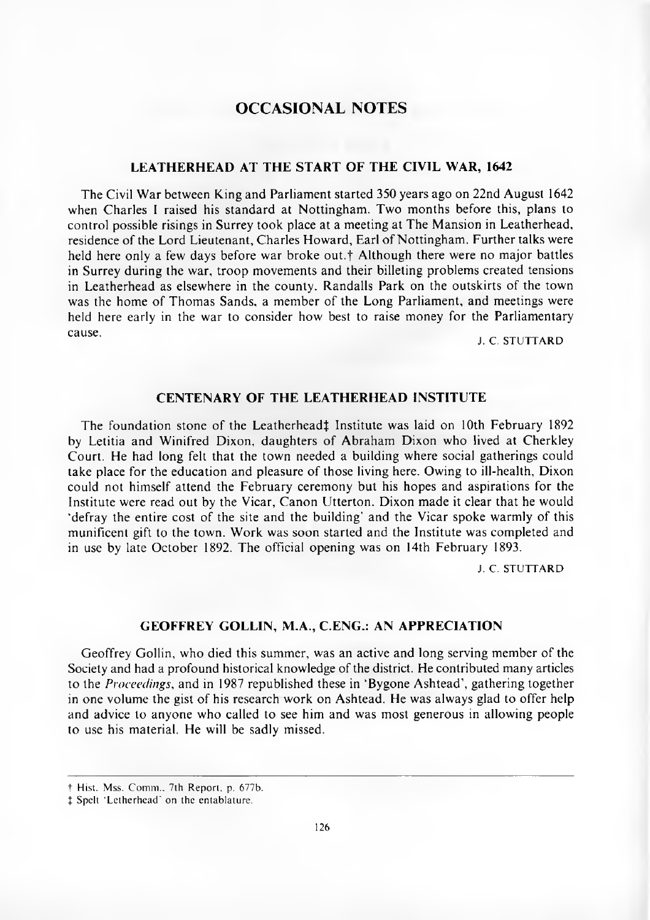# OCCASIONAL NOTES

## LEATHERHEAD AT THE START OF THE CIVIL WAR, 1642

The Civil War between King and Parliament started 350 years ago on 22nd August 1642 when Charles I raised his standard at Nottingham. Two months before this, plans to control possible risings in Surrey took place at a meeting at The Mansion in Leatherhead, residence of the Lord Lieutenant, Charles Howard, Earl of Nottingham. Further talks were held here only a few days before war broke out.† Although there were no major battles in Surrey during the war, troop movements and their billeting problems created tensions in Leatherhead as elsewhere in the county. Randalls Park on the outskirts of the town was the home of Thomas Sands, a member of the Long Parliament, and meetings were held here early in the war to consider how best to raise money for the Parliamentary cause.

J. C. STUTTARD

## CENTENARY OF THE LEATHERHEAD INSTITUTE

The foundation stone of the Leatherhead‡ Institute was laid on 10th February 1892 by Letitia and Winifred Dixon, daughters of Abraham Dixon who lived at Cherkley Court. He had long felt that the town needed a building where social gatherings could take place for the education and pleasure of those living here. Owing to ill-health, Dixon could not himself attend the February ceremony but his hopes and aspirations for the Institute were read out by the Vicar, Canon Utterton. Dixon made it clear that he would 'defray the entire cost of the site and the building' and the Vicar spoke warmly of this munificent gift to the town. Work was soon started and the Institute was completed and in use by late October 1892. The official opening was on 14th February 1893.

J. C. STUTTARD

## GEOFFREY GOLLIN, M.A., C.ENG.: AN APPRECIATION

Geoffrey Gollin, who died this summer, was an active and long serving member of the Society and had a profound historical knowledge of the district. He contributed many articles to the *Proceedings*, and in 1987 republished these in 'Bygone Ashtead', gathering together in one volume the gist of his research work on Ashtead. He was always glad to offer help and advice to anyone who called to see him and was most generous in allowing people to use his material. He will be sadly missed.

---

† Hist. Mss. Comm., 7th Report, p. 677b.

‡ Spelt 'Letherhead' on the entablature.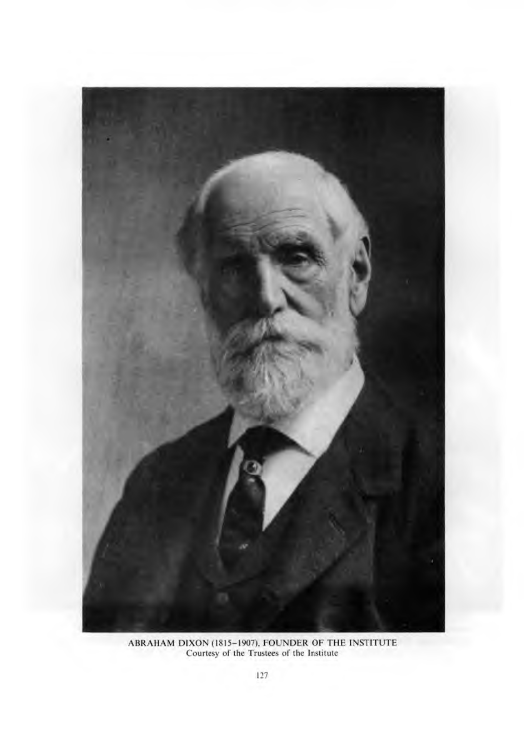ABRAHAM DIXON (1815–1907), FOUNDER OF THE INSTITUTE
Courtesy of the Trustees of the Institute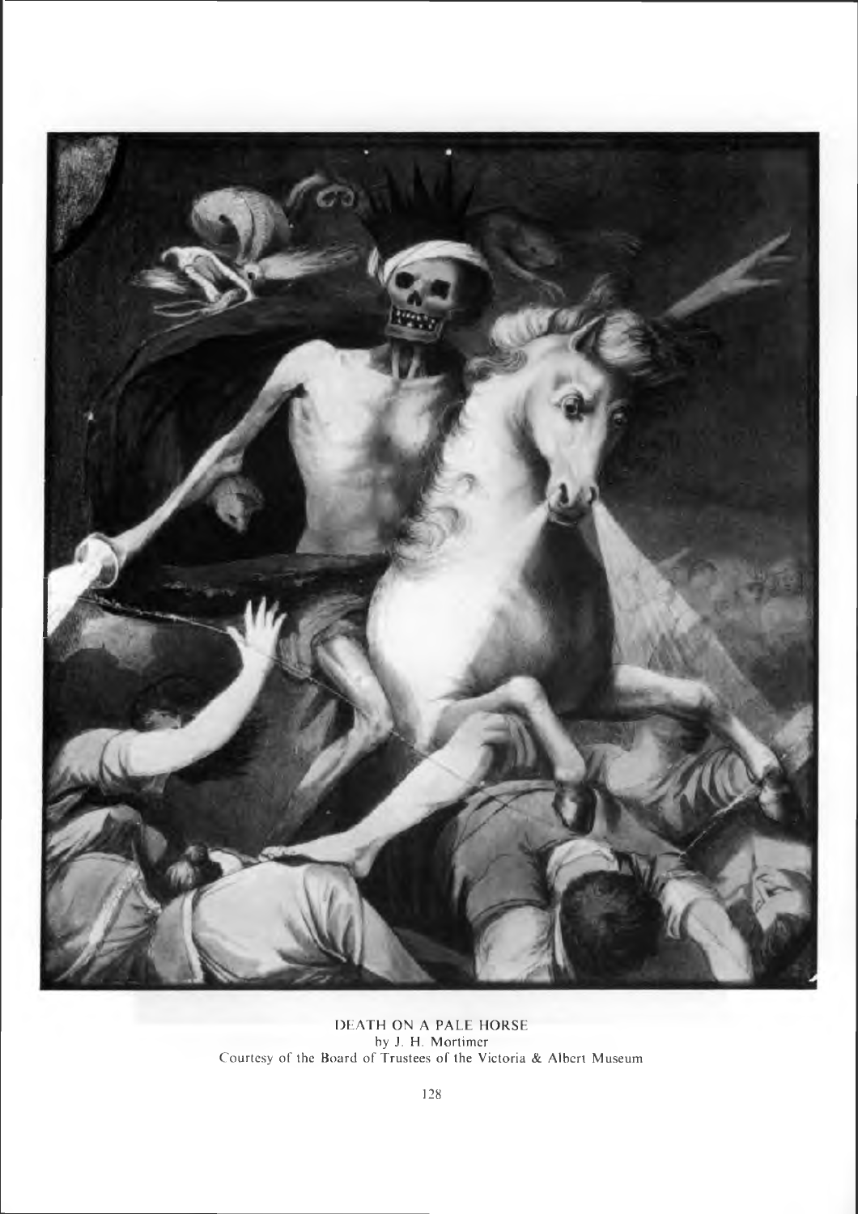DEATH ON A PALE HORSE
by J. H. Mortimer
Courtesy of the Board of Trustees of the Victoria & Albert Museum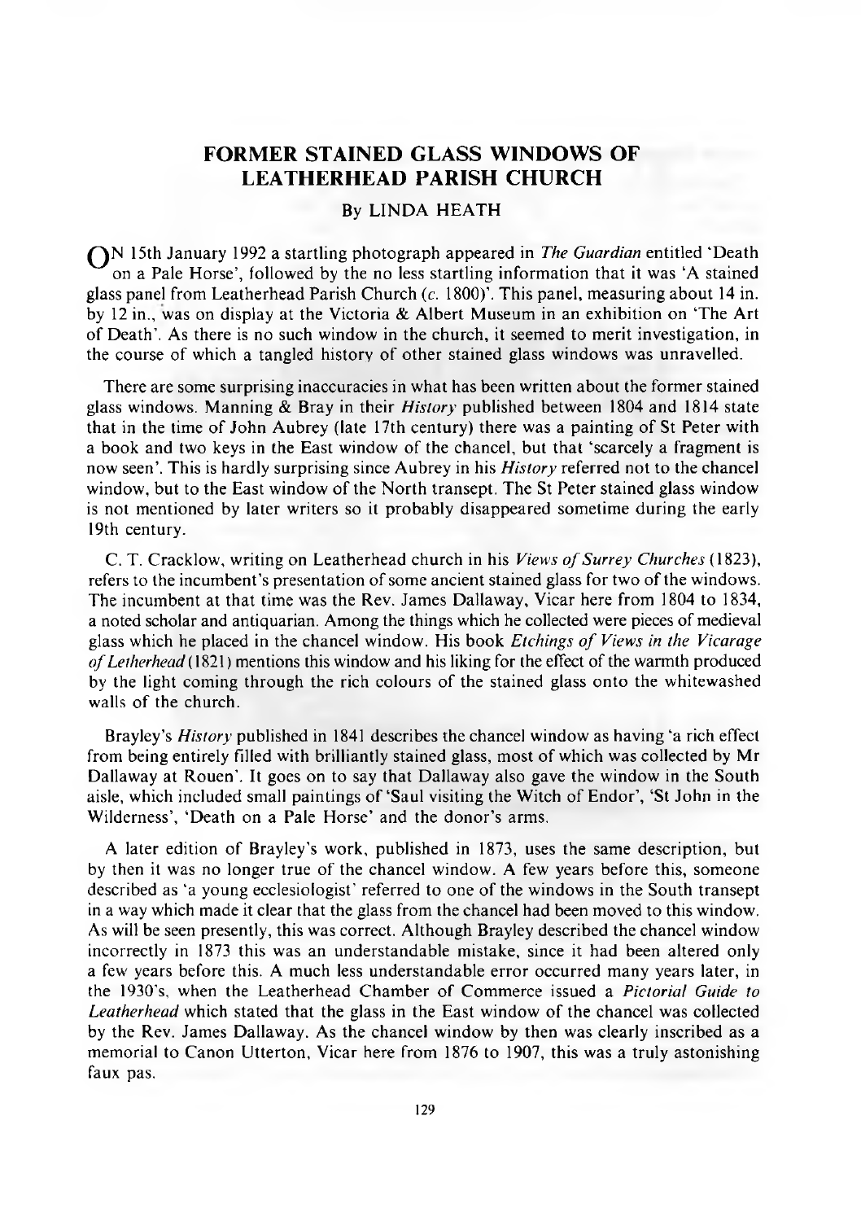# FORMER STAINED GLASS WINDOWS OF LEATHERHEAD PARISH CHURCH

## By LINDA HEATH

ON 15th January 1992 a startling photograph appeared in *The Guardian* entitled 'Death on a Pale Horse', followed by the no less startling information that it was 'A stained glass panel from Leatherhead Parish Church (*c.* 1800)'. This panel, measuring about 14 in. by 12 in., was on display at the Victoria & Albert Museum in an exhibition on 'The Art of Death'. As there is no such window in the church, it seemed to merit investigation, in the course of which a tangled history of other stained glass windows was unravelled.

There are some surprising inaccuracies in what has been written about the former stained glass windows. Manning & Bray in their *History* published between 1804 and 1814 state that in the time of John Aubrey (late 17th century) there was a painting of St Peter with a book and two keys in the East window of the chancel, but that 'scarcely a fragment is now seen'. This is hardly surprising since Aubrey in his *History* referred not to the chancel window, but to the East window of the North transept. The St Peter stained glass window is not mentioned by later writers so it probably disappeared sometime during the early 19th century.

C. T. Cracklow, writing on Leatherhead church in his *Views of Surrey Churches* (1823), refers to the incumbent's presentation of some ancient stained glass for two of the windows. The incumbent at that time was the Rev. James Dallaway, Vicar here from 1804 to 1834, a noted scholar and antiquarian. Among the things which he collected were pieces of medieval glass which he placed in the chancel window. His book *Etchings of Views in the Vicarage of Letherhead* (1821) mentions this window and his liking for the effect of the warmth produced by the light coming through the rich colours of the stained glass onto the whitewashed walls of the church.

Brayley's *History* published in 1841 describes the chancel window as having 'a rich effect from being entirely filled with brilliantly stained glass, most of which was collected by Mr Dallaway at Rouen'. It goes on to say that Dallaway also gave the window in the South aisle, which included small paintings of 'Saul visiting the Witch of Endor', 'St John in the Wilderness', 'Death on a Pale Horse' and the donor's arms.

A later edition of Brayley's work, published in 1873, uses the same description, but by then it was no longer true of the chancel window. A few years before this, someone described as 'a young ecclesiologist' referred to one of the windows in the South transept in a way which made it clear that the glass from the chancel had been moved to this window. As will be seen presently, this was correct. Although Brayley described the chancel window incorrectly in 1873 this was an understandable mistake, since it had been altered only a few years before this. A much less understandable error occurred many years later, in the 1930's, when the Leatherhead Chamber of Commerce issued a *Pictorial Guide to Leatherhead* which stated that the glass in the East window of the chancel was collected by the Rev. James Dallaway. As the chancel window by then was clearly inscribed as a memorial to Canon Utterton, Vicar here from 1876 to 1907, this was a truly astonishing faux pas.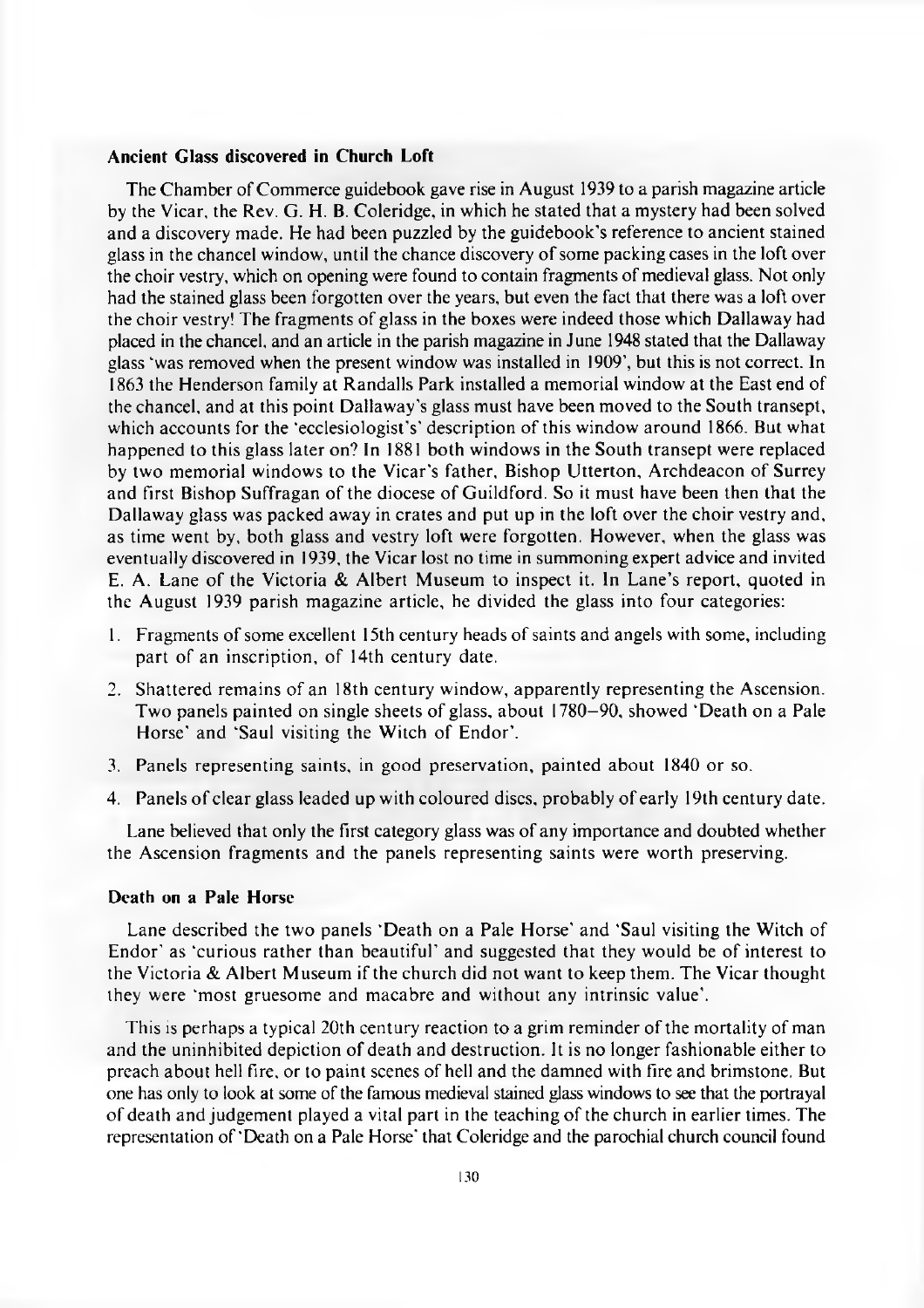### Ancient Glass discovered in Church Loft

The Chamber of Commerce guidebook gave rise in August 1939 to a parish magazine article by the Vicar, the Rev. G. H. B. Coleridge, in which he stated that a mystery had been solved and a discovery made. He had been puzzled by the guidebook's reference to ancient stained glass in the chancel window, until the chance discovery of some packing cases in the loft over the choir vestry, which on opening were found to contain fragments of medieval glass. Not only had the stained glass been forgotten over the years, but even the fact that there was a loft over the choir vestry! The fragments of glass in the boxes were indeed those which Dallaway had placed in the chancel, and an article in the parish magazine in June 1948 stated that the Dallaway glass 'was removed when the present window was installed in 1909', but this is not correct. In 1863 the Henderson family at Randalls Park installed a memorial window at the East end of the chancel, and at this point Dallaway's glass must have been moved to the South transept, which accounts for the 'ecclesiologist's' description of this window around 1866. But what happened to this glass later on? In 1881 both windows in the South transept were replaced by two memorial windows to the Vicar's father, Bishop Utterton, Archdeacon of Surrey and first Bishop Suffragan of the diocese of Guildford. So it must have been then that the Dallaway glass was packed away in crates and put up in the loft over the choir vestry and, as time went by, both glass and vestry loft were forgotten. However, when the glass was eventually discovered in 1939, the Vicar lost no time in summoning expert advice and invited E. A. Lane of the Victoria & Albert Museum to inspect it. In Lane's report, quoted in the August 1939 parish magazine article, he divided the glass into four categories:

1. Fragments of some excellent 15th century heads of saints and angels with some, including part of an inscription, of 14th century date.
2. Shattered remains of an 18th century window, apparently representing the Ascension. Two panels painted on single sheets of glass, about 1780–90, showed 'Death on a Pale Horse' and 'Saul visiting the Witch of Endor'.
3. Panels representing saints, in good preservation, painted about 1840 or so.
4. Panels of clear glass leaded up with coloured discs, probably of early 19th century date.

Lane believed that only the first category glass was of any importance and doubted whether the Ascension fragments and the panels representing saints were worth preserving.

### Death on a Pale Horse

Lane described the two panels 'Death on a Pale Horse' and 'Saul visiting the Witch of Endor' as 'curious rather than beautiful' and suggested that they would be of interest to the Victoria & Albert Museum if the church did not want to keep them. The Vicar thought they were 'most gruesome and macabre and without any intrinsic value'.

This is perhaps a typical 20th century reaction to a grim reminder of the mortality of man and the uninhibited depiction of death and destruction. It is no longer fashionable either to preach about hell fire, or to paint scenes of hell and the damned with fire and brimstone. But one has only to look at some of the famous medieval stained glass windows to see that the portrayal of death and judgement played a vital part in the teaching of the church in earlier times. The representation of 'Death on a Pale Horse' that Coleridge and the parochial church council found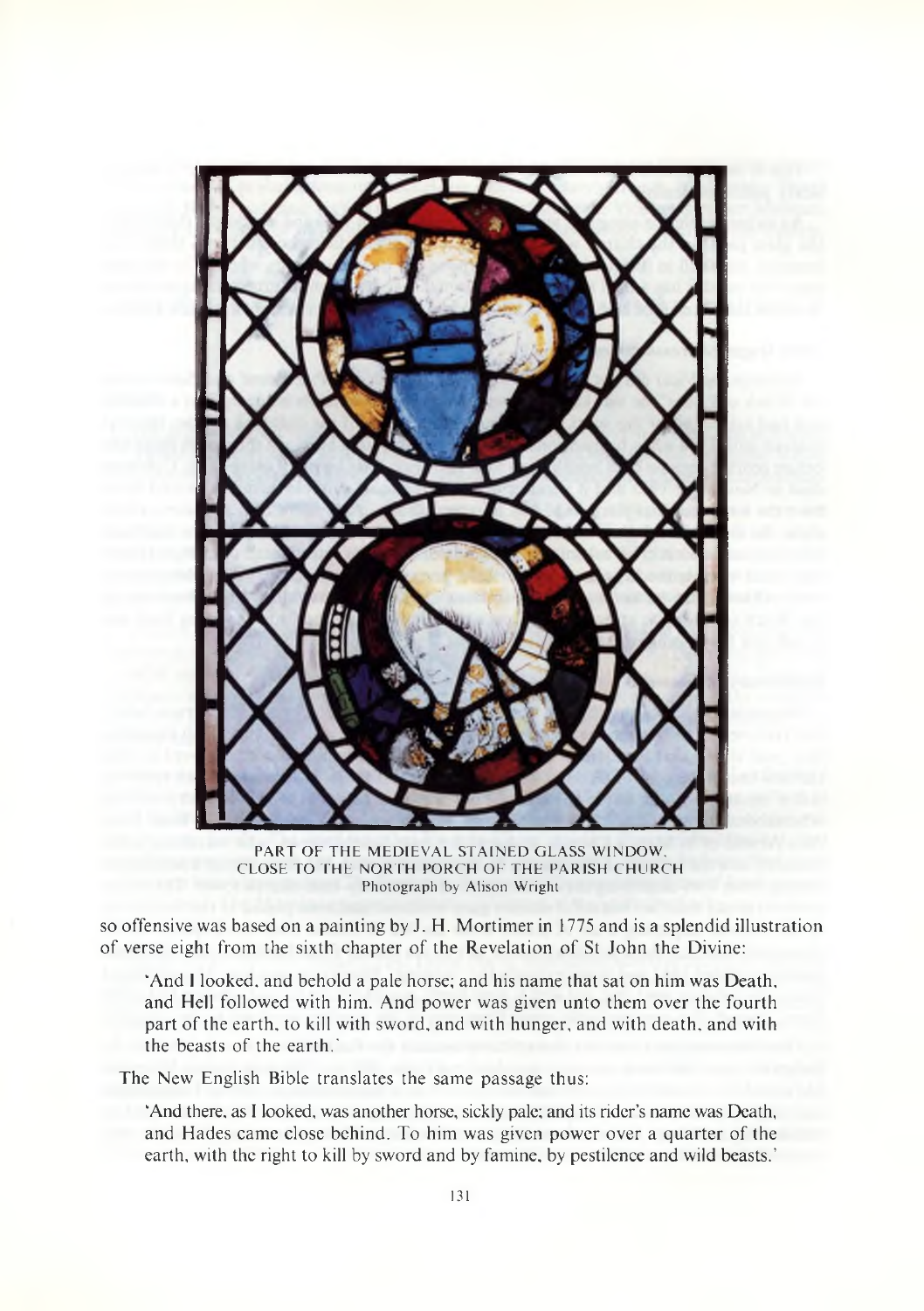PART OF THE MEDIEVAL STAINED GLASS WINDOW, CLOSE TO THE NORTH PORCH OF THE PARISH CHURCH
Photograph by Alison Wright

so offensive was based on a painting by J. H. Mortimer in 1775 and is a splendid illustration of verse eight from the sixth chapter of the Revelation of St John the Divine:

> 'And I looked, and behold a pale horse; and his name that sat on him was Death, and Hell followed with him. And power was given unto them over the fourth part of the earth, to kill with sword, and with hunger, and with death, and with the beasts of the earth.'

The New English Bible translates the same passage thus:

> 'And there, as I looked, was another horse, sickly pale; and its rider's name was Death, and Hades came close behind. To him was given power over a quarter of the earth, with the right to kill by sword and by famine, by pestilence and wild beasts.'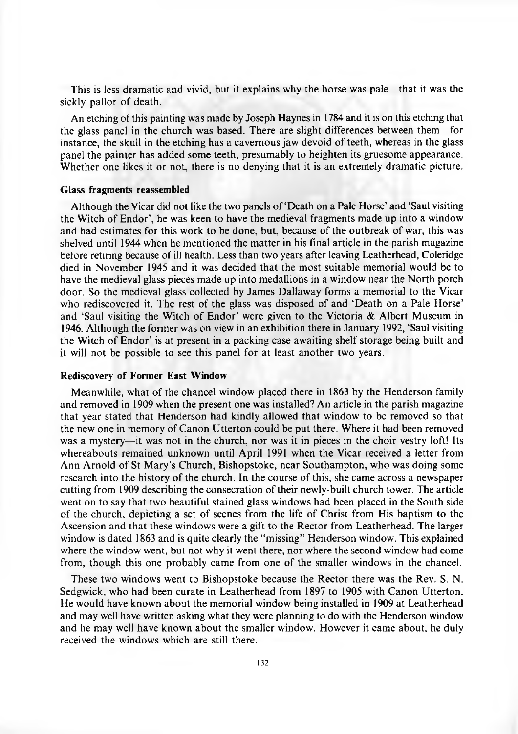This is less dramatic and vivid, but it explains why the horse was pale—that it was the sickly pallor of death.

An etching of this painting was made by Joseph Haynes in 1784 and it is on this etching that the glass panel in the church was based. There are slight differences between them—for instance, the skull in the etching has a cavernous jaw devoid of teeth, whereas in the glass panel the painter has added some teeth, presumably to heighten its gruesome appearance. Whether one likes it or not, there is no denying that it is an extremely dramatic picture.

**Glass fragments reassembled**

Although the Vicar did not like the two panels of 'Death on a Pale Horse' and 'Saul visiting the Witch of Endor', he was keen to have the medieval fragments made up into a window and had estimates for this work to be done, but, because of the outbreak of war, this was shelved until 1944 when he mentioned the matter in his final article in the parish magazine before retiring because of ill health. Less than two years after leaving Leatherhead, Coleridge died in November 1945 and it was decided that the most suitable memorial would be to have the medieval glass pieces made up into medallions in a window near the North porch door. So the medieval glass collected by James Dallaway forms a memorial to the Vicar who rediscovered it. The rest of the glass was disposed of and 'Death on a Pale Horse' and 'Saul visiting the Witch of Endor' were given to the Victoria & Albert Museum in 1946. Although the former was on view in an exhibition there in January 1992, 'Saul visiting the Witch of Endor' is at present in a packing case awaiting shelf storage being built and it will not be possible to see this panel for at least another two years.

**Rediscovery of Former East Window**

Meanwhile, what of the chancel window placed there in 1863 by the Henderson family and removed in 1909 when the present one was installed? An article in the parish magazine that year stated that Henderson had kindly allowed that window to be removed so that the new one in memory of Canon Utterton could be put there. Where it had been removed was a mystery—it was not in the church, nor was it in pieces in the choir vestry loft! Its whereabouts remained unknown until April 1991 when the Vicar received a letter from Ann Arnold of St Mary's Church, Bishopstoke, near Southampton, who was doing some research into the history of the church. In the course of this, she came across a newspaper cutting from 1909 describing the consecration of their newly-built church tower. The article went on to say that two beautiful stained glass windows had been placed in the South side of the church, depicting a set of scenes from the life of Christ from His baptism to the Ascension and that these windows were a gift to the Rector from Leatherhead. The larger window is dated 1863 and is quite clearly the "missing" Henderson window. This explained where the window went, but not why it went there, nor where the second window had come from, though this one probably came from one of the smaller windows in the chancel.

These two windows went to Bishopstoke because the Rector there was the Rev. S. N. Sedgwick, who had been curate in Leatherhead from 1897 to 1905 with Canon Utterton. He would have known about the memorial window being installed in 1909 at Leatherhead and may well have written asking what they were planning to do with the Henderson window and he may well have known about the smaller window. However it came about, he duly received the windows which are still there.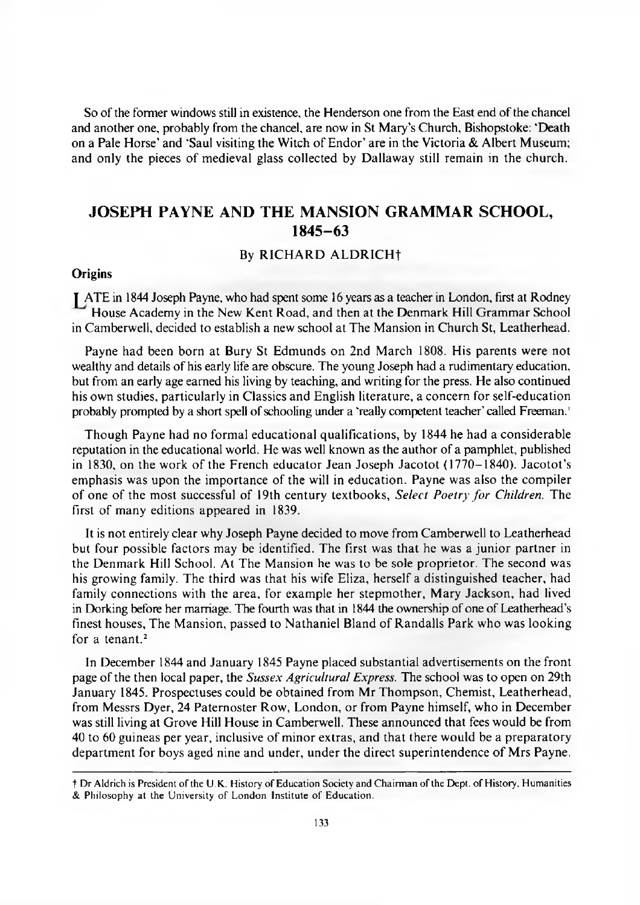So of the former windows still in existence, the Henderson one from the East end of the chancel and another one, probably from the chancel, are now in St Mary's Church, Bishopstoke: 'Death on a Pale Horse' and 'Saul visiting the Witch of Endor' are in the Victoria & Albert Museum; and only the pieces of medieval glass collected by Dallaway still remain in the church.

## JOSEPH PAYNE AND THE MANSION GRAMMAR SCHOOL, 1845–63

By RICHARD ALDRICH†

### Origins

LATE in 1844 Joseph Payne, who had spent some 16 years as a teacher in London, first at Rodney House Academy in the New Kent Road, and then at the Denmark Hill Grammar School in Camberwell, decided to establish a new school at The Mansion in Church St, Leatherhead.

Payne had been born at Bury St Edmunds on 2nd March 1808. His parents were not wealthy and details of his early life are obscure. The young Joseph had a rudimentary education, but from an early age earned his living by teaching, and writing for the press. He also continued his own studies, particularly in Classics and English literature, a concern for self-education probably prompted by a short spell of schooling under a 'really competent teacher' called Freeman.[1]

Though Payne had no formal educational qualifications, by 1844 he had a considerable reputation in the educational world. He was well known as the author of a pamphlet, published in 1830, on the work of the French educator Jean Joseph Jacotot (1770–1840). Jacotot's emphasis was upon the importance of the will in education. Payne was also the compiler of one of the most successful of 19th century textbooks, *Select Poetry for Children.* The first of many editions appeared in 1839.

It is not entirely clear why Joseph Payne decided to move from Camberwell to Leatherhead but four possible factors may be identified. The first was that he was a junior partner in the Denmark Hill School. At The Mansion he was to be sole proprietor. The second was his growing family. The third was that his wife Eliza, herself a distinguished teacher, had family connections with the area, for example her stepmother, Mary Jackson, had lived in Dorking before her marriage. The fourth was that in 1844 the ownership of one of Leatherhead's finest houses, The Mansion, passed to Nathaniel Bland of Randalls Park who was looking for a tenant.[2]

In December 1844 and January 1845 Payne placed substantial advertisements on the front page of the then local paper, the *Sussex Agricultural Express.* The school was to open on 29th January 1845. Prospectuses could be obtained from Mr Thompson, Chemist, Leatherhead, from Messrs Dyer, 24 Paternoster Row, London, or from Payne himself, who in December was still living at Grove Hill House in Camberwell. These announced that fees would be from 40 to 60 guineas per year, inclusive of minor extras, and that there would be a preparatory department for boys aged nine and under, under the direct superintendence of Mrs Payne.

---

† Dr Aldrich is President of the U.K. History of Education Society and Chairman of the Dept. of History, Humanities & Philosophy at the University of London Institute of Education.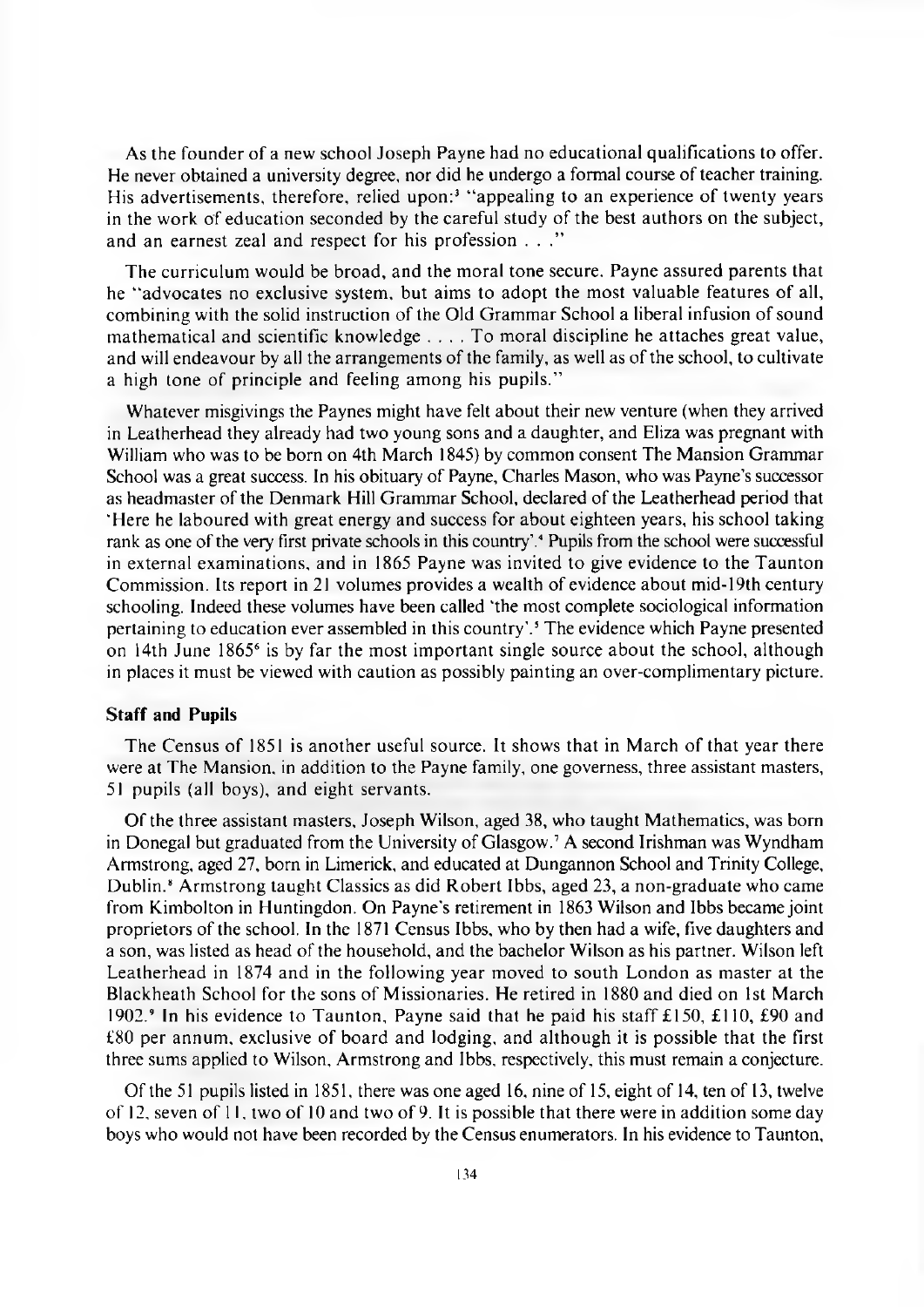As the founder of a new school Joseph Payne had no educational qualifications to offer. He never obtained a university degree, nor did he undergo a formal course of teacher training. His advertisements, therefore, relied upon:[3] "appealing to an experience of twenty years in the work of education seconded by the careful study of the best authors on the subject, and an earnest zeal and respect for his profession . . ."

The curriculum would be broad, and the moral tone secure. Payne assured parents that he "advocates no exclusive system, but aims to adopt the most valuable features of all, combining with the solid instruction of the Old Grammar School a liberal infusion of sound mathematical and scientific knowledge . . . . To moral discipline he attaches great value, and will endeavour by all the arrangements of the family, as well as of the school, to cultivate a high tone of principle and feeling among his pupils."

Whatever misgivings the Paynes might have felt about their new venture (when they arrived in Leatherhead they already had two young sons and a daughter, and Eliza was pregnant with William who was to be born on 4th March 1845) by common consent The Mansion Grammar School was a great success. In his obituary of Payne, Charles Mason, who was Payne's successor as headmaster of the Denmark Hill Grammar School, declared of the Leatherhead period that 'Here he laboured with great energy and success for about eighteen years, his school taking rank as one of the very first private schools in this country'.[4] Pupils from the school were successful in external examinations, and in 1865 Payne was invited to give evidence to the Taunton Commission. Its report in 21 volumes provides a wealth of evidence about mid-19th century schooling. Indeed these volumes have been called 'the most complete sociological information pertaining to education ever assembled in this country'.[5] The evidence which Payne presented on 14th June 1865[6] is by far the most important single source about the school, although in places it must be viewed with caution as possibly painting an over-complimentary picture.

### Staff and Pupils

The Census of 1851 is another useful source. It shows that in March of that year there were at The Mansion, in addition to the Payne family, one governess, three assistant masters, 51 pupils (all boys), and eight servants.

Of the three assistant masters, Joseph Wilson, aged 38, who taught Mathematics, was born in Donegal but graduated from the University of Glasgow.[7] A second Irishman was Wyndham Armstrong, aged 27, born in Limerick, and educated at Dungannon School and Trinity College, Dublin.[8] Armstrong taught Classics as did Robert Ibbs, aged 23, a non-graduate who came from Kimbolton in Huntingdon. On Payne's retirement in 1863 Wilson and Ibbs became joint proprietors of the school. In the 1871 Census Ibbs, who by then had a wife, five daughters and a son, was listed as head of the household, and the bachelor Wilson as his partner. Wilson left Leatherhead in 1874 and in the following year moved to south London as master at the Blackheath School for the sons of Missionaries. He retired in 1880 and died on 1st March 1902.[9] In his evidence to Taunton, Payne said that he paid his staff £150, £110, £90 and £80 per annum, exclusive of board and lodging, and although it is possible that the first three sums applied to Wilson, Armstrong and Ibbs, respectively, this must remain a conjecture.

Of the 51 pupils listed in 1851, there was one aged 16, nine of 15, eight of 14, ten of 13, twelve of 12, seven of 11, two of 10 and two of 9. It is possible that there were in addition some day boys who would not have been recorded by the Census enumerators. In his evidence to Taunton,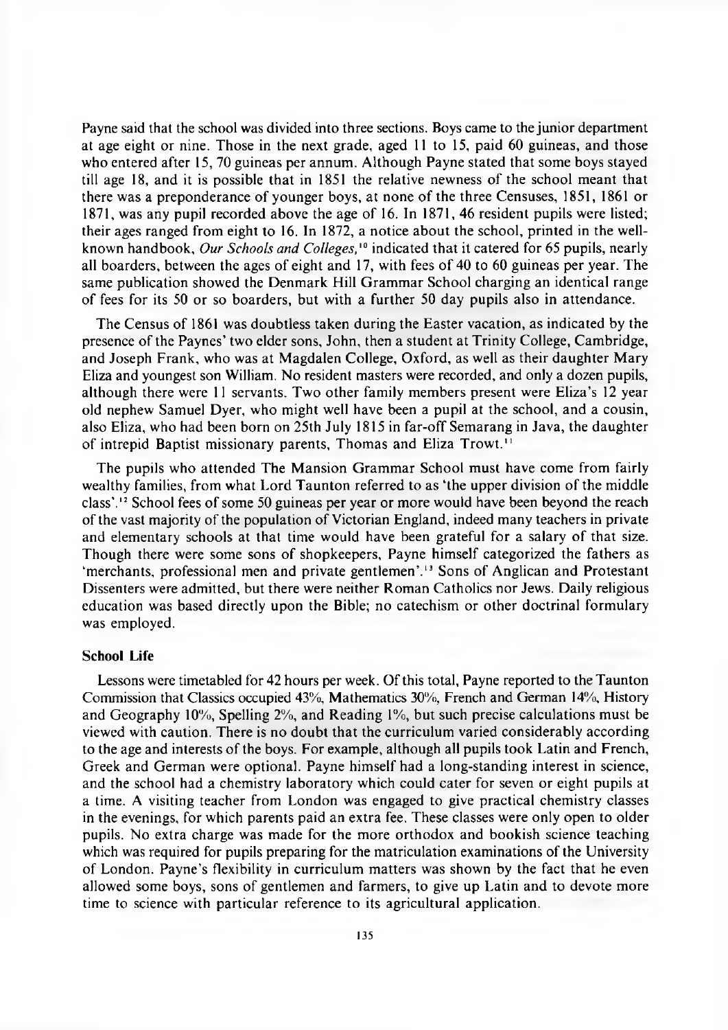Payne said that the school was divided into three sections. Boys came to the junior department at age eight or nine. Those in the next grade, aged 11 to 15, paid 60 guineas, and those who entered after 15, 70 guineas per annum. Although Payne stated that some boys stayed till age 18, and it is possible that in 1851 the relative newness of the school meant that there was a preponderance of younger boys, at none of the three Censuses, 1851, 1861 or 1871, was any pupil recorded above the age of 16. In 1871, 46 resident pupils were listed; their ages ranged from eight to 16. In 1872, a notice about the school, printed in the well-known handbook, *Our Schools and Colleges,*[10] indicated that it catered for 65 pupils, nearly all boarders, between the ages of eight and 17, with fees of 40 to 60 guineas per year. The same publication showed the Denmark Hill Grammar School charging an identical range of fees for its 50 or so boarders, but with a further 50 day pupils also in attendance.

The Census of 1861 was doubtless taken during the Easter vacation, as indicated by the presence of the Paynes' two elder sons, John, then a student at Trinity College, Cambridge, and Joseph Frank, who was at Magdalen College, Oxford, as well as their daughter Mary Eliza and youngest son William. No resident masters were recorded, and only a dozen pupils, although there were 11 servants. Two other family members present were Eliza's 12 year old nephew Samuel Dyer, who might well have been a pupil at the school, and a cousin, also Eliza, who had been born on 25th July 1815 in far-off Semarang in Java, the daughter of intrepid Baptist missionary parents, Thomas and Eliza Trowt.[11]

The pupils who attended The Mansion Grammar School must have come from fairly wealthy families, from what Lord Taunton referred to as 'the upper division of the middle class'.[12] School fees of some 50 guineas per year or more would have been beyond the reach of the vast majority of the population of Victorian England, indeed many teachers in private and elementary schools at that time would have been grateful for a salary of that size. Though there were some sons of shopkeepers, Payne himself categorized the fathers as 'merchants, professional men and private gentlemen'.[13] Sons of Anglican and Protestant Dissenters were admitted, but there were neither Roman Catholics nor Jews. Daily religious education was based directly upon the Bible; no catechism or other doctrinal formulary was employed.

### School Life

Lessons were timetabled for 42 hours per week. Of this total, Payne reported to the Taunton Commission that Classics occupied 43%, Mathematics 30%, French and German 14%, History and Geography 10%, Spelling 2%, and Reading 1%, but such precise calculations must be viewed with caution. There is no doubt that the curriculum varied considerably according to the age and interests of the boys. For example, although all pupils took Latin and French, Greek and German were optional. Payne himself had a long-standing interest in science, and the school had a chemistry laboratory which could cater for seven or eight pupils at a time. A visiting teacher from London was engaged to give practical chemistry classes in the evenings, for which parents paid an extra fee. These classes were only open to older pupils. No extra charge was made for the more orthodox and bookish science teaching which was required for pupils preparing for the matriculation examinations of the University of London. Payne's flexibility in curriculum matters was shown by the fact that he even allowed some boys, sons of gentlemen and farmers, to give up Latin and to devote more time to science with particular reference to its agricultural application.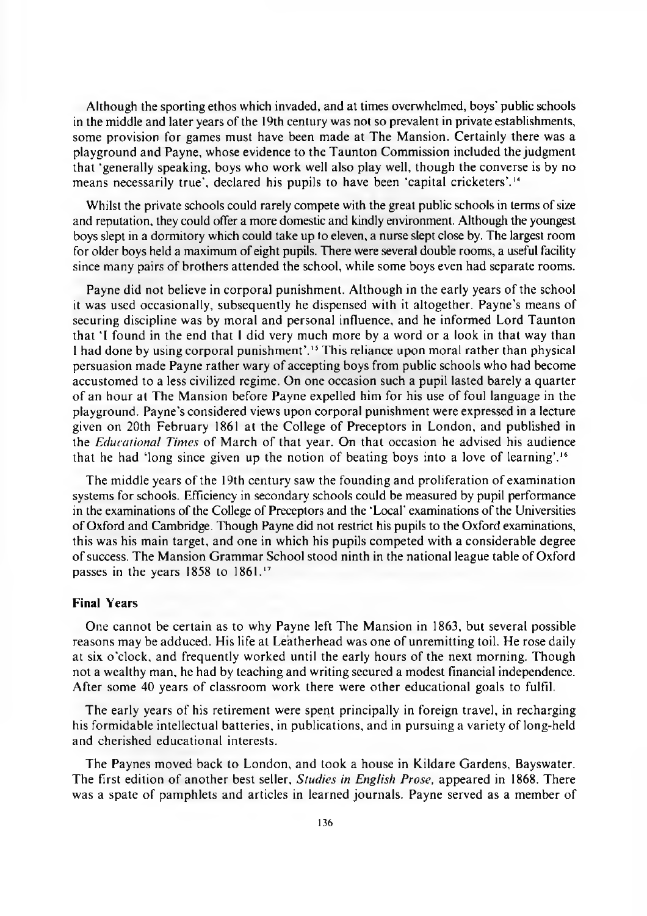Although the sporting ethos which invaded, and at times overwhelmed, boys' public schools in the middle and later years of the 19th century was not so prevalent in private establishments, some provision for games must have been made at The Mansion. Certainly there was a playground and Payne, whose evidence to the Taunton Commission included the judgment that 'generally speaking, boys who work well also play well, though the converse is by no means necessarily true', declared his pupils to have been 'capital cricketers'.[14]

Whilst the private schools could rarely compete with the great public schools in terms of size and reputation, they could offer a more domestic and kindly environment. Although the youngest boys slept in a dormitory which could take up to eleven, a nurse slept close by. The largest room for older boys held a maximum of eight pupils. There were several double rooms, a useful facility since many pairs of brothers attended the school, while some boys even had separate rooms.

Payne did not believe in corporal punishment. Although in the early years of the school it was used occasionally, subsequently he dispensed with it altogether. Payne's means of securing discipline was by moral and personal influence, and he informed Lord Taunton that 'I found in the end that I did very much more by a word or a look in that way than I had done by using corporal punishment'.[15] This reliance upon moral rather than physical persuasion made Payne rather wary of accepting boys from public schools who had become accustomed to a less civilized regime. On one occasion such a pupil lasted barely a quarter of an hour at The Mansion before Payne expelled him for his use of foul language in the playground. Payne's considered views upon corporal punishment were expressed in a lecture given on 20th February 1861 at the College of Preceptors in London, and published in the *Educational Times* of March of that year. On that occasion he advised his audience that he had 'long since given up the notion of beating boys into a love of learning'.[16]

The middle years of the 19th century saw the founding and proliferation of examination systems for schools. Efficiency in secondary schools could be measured by pupil performance in the examinations of the College of Preceptors and the 'Local' examinations of the Universities of Oxford and Cambridge. Though Payne did not restrict his pupils to the Oxford examinations, this was his main target, and one in which his pupils competed with a considerable degree of success. The Mansion Grammar School stood ninth in the national league table of Oxford passes in the years 1858 to 1861.[17]

**Final Years**

One cannot be certain as to why Payne left The Mansion in 1863, but several possible reasons may be adduced. His life at Leatherhead was one of unremitting toil. He rose daily at six o'clock, and frequently worked until the early hours of the next morning. Though not a wealthy man, he had by teaching and writing secured a modest financial independence. After some 40 years of classroom work there were other educational goals to fulfil.

The early years of his retirement were spent principally in foreign travel, in recharging his formidable intellectual batteries, in publications, and in pursuing a variety of long-held and cherished educational interests.

The Paynes moved back to London, and took a house in Kildare Gardens, Bayswater. The first edition of another best seller, *Studies in English Prose*, appeared in 1868. There was a spate of pamphlets and articles in learned journals. Payne served as a member of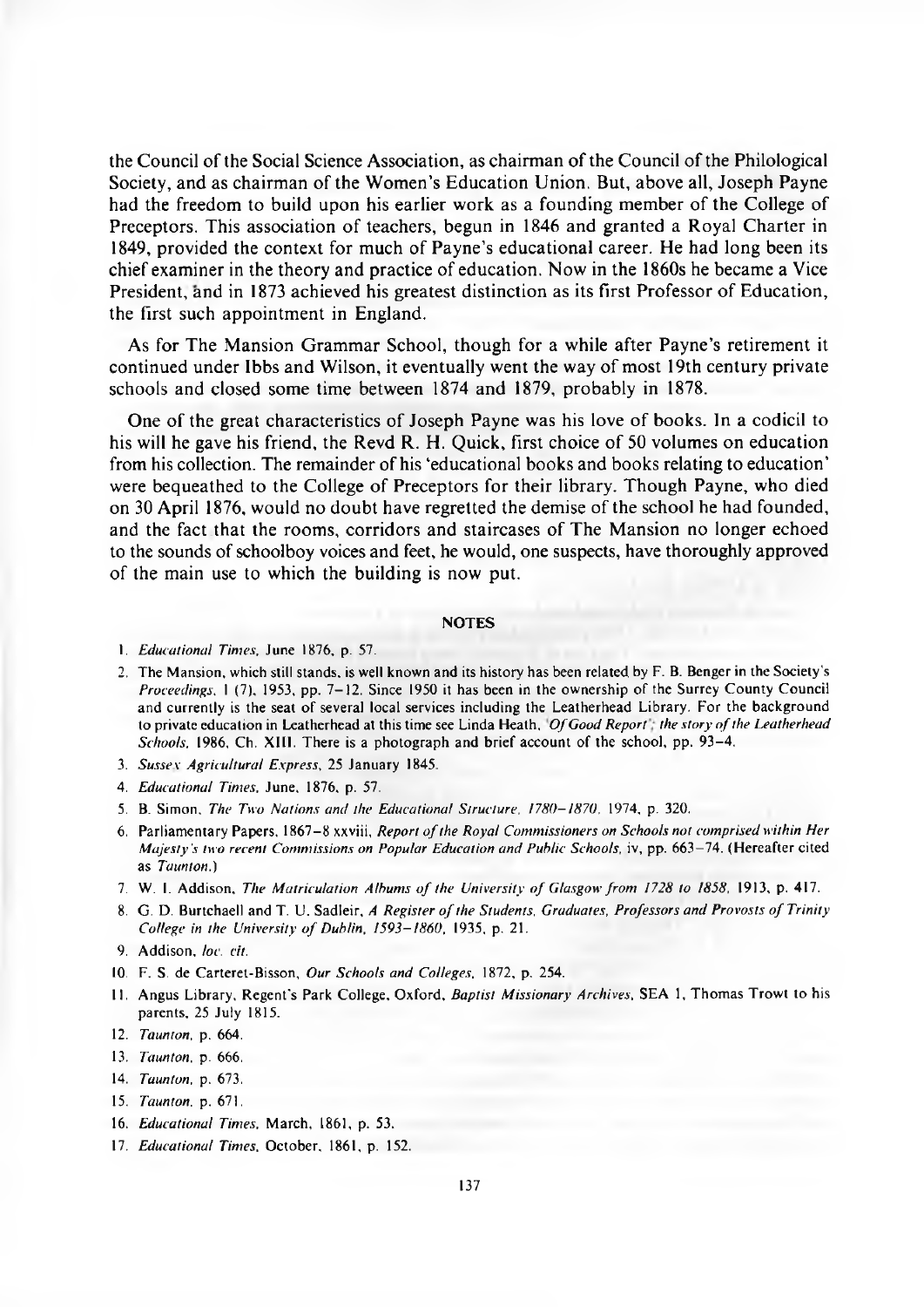the Council of the Social Science Association, as chairman of the Council of the Philological Society, and as chairman of the Women's Education Union. But, above all, Joseph Payne had the freedom to build upon his earlier work as a founding member of the College of Preceptors. This association of teachers, begun in 1846 and granted a Royal Charter in 1849, provided the context for much of Payne's educational career. He had long been its chief examiner in the theory and practice of education. Now in the 1860s he became a Vice President, and in 1873 achieved his greatest distinction as its first Professor of Education, the first such appointment in England.

As for The Mansion Grammar School, though for a while after Payne's retirement it continued under Ibbs and Wilson, it eventually went the way of most 19th century private schools and closed some time between 1874 and 1879, probably in 1878.

One of the great characteristics of Joseph Payne was his love of books. In a codicil to his will he gave his friend, the Revd R. H. Quick, first choice of 50 volumes on education from his collection. The remainder of his 'educational books and books relating to education' were bequeathed to the College of Preceptors for their library. Though Payne, who died on 30 April 1876, would no doubt have regretted the demise of the school he had founded, and the fact that the rooms, corridors and staircases of The Mansion no longer echoed to the sounds of schoolboy voices and feet, he would, one suspects, have thoroughly approved of the main use to which the building is now put.

## NOTES

1. *Educational Times*, June 1876, p. 57.
2. The Mansion, which still stands, is well known and its history has been related by F. B. Benger in the Society's *Proceedings*, 1 (7), 1953, pp. 7–12. Since 1950 it has been in the ownership of the Surrey County Council and currently is the seat of several local services including the Leatherhead Library. For the background to private education in Leatherhead at this time see Linda Heath, *'Of Good Report'; the story of the Leatherhead Schools*, 1986, Ch. XIII. There is a photograph and brief account of the school, pp. 93–4.
3. *Sussex Agricultural Express*, 25 January 1845.
4. *Educational Times*, June, 1876, p. 57.
5. B. Simon, *The Two Nations and the Educational Structure, 1780–1870*, 1974, p. 320.
6. Parliamentary Papers, 1867–8 xxviii, *Report of the Royal Commissioners on Schools not comprised within Her Majesty's two recent Commissions on Popular Education and Public Schools*, iv, pp. 663–74. (Hereafter cited as *Taunton*.)
7. W. I. Addison, *The Matriculation Albums of the University of Glasgow from 1728 to 1858*, 1913, p. 417.
8. G. D. Burtchaell and T. U. Sadleir, *A Register of the Students, Graduates, Professors and Provosts of Trinity College in the University of Dublin, 1593–1860*, 1935, p. 21.
9. Addison, *loc. cit.*
10. F. S. de Carteret-Bisson, *Our Schools and Colleges*, 1872, p. 254.
11. Angus Library, Regent's Park College, Oxford, *Baptist Missionary Archives*, SEA 1, Thomas Trowt to his parents, 25 July 1815.
12. *Taunton*, p. 664.
13. *Taunton*, p. 666.
14. *Taunton*, p. 673.
15. *Taunton*, p. 671.
16. *Educational Times*, March, 1861, p. 53.
17. *Educational Times*, October, 1861, p. 152.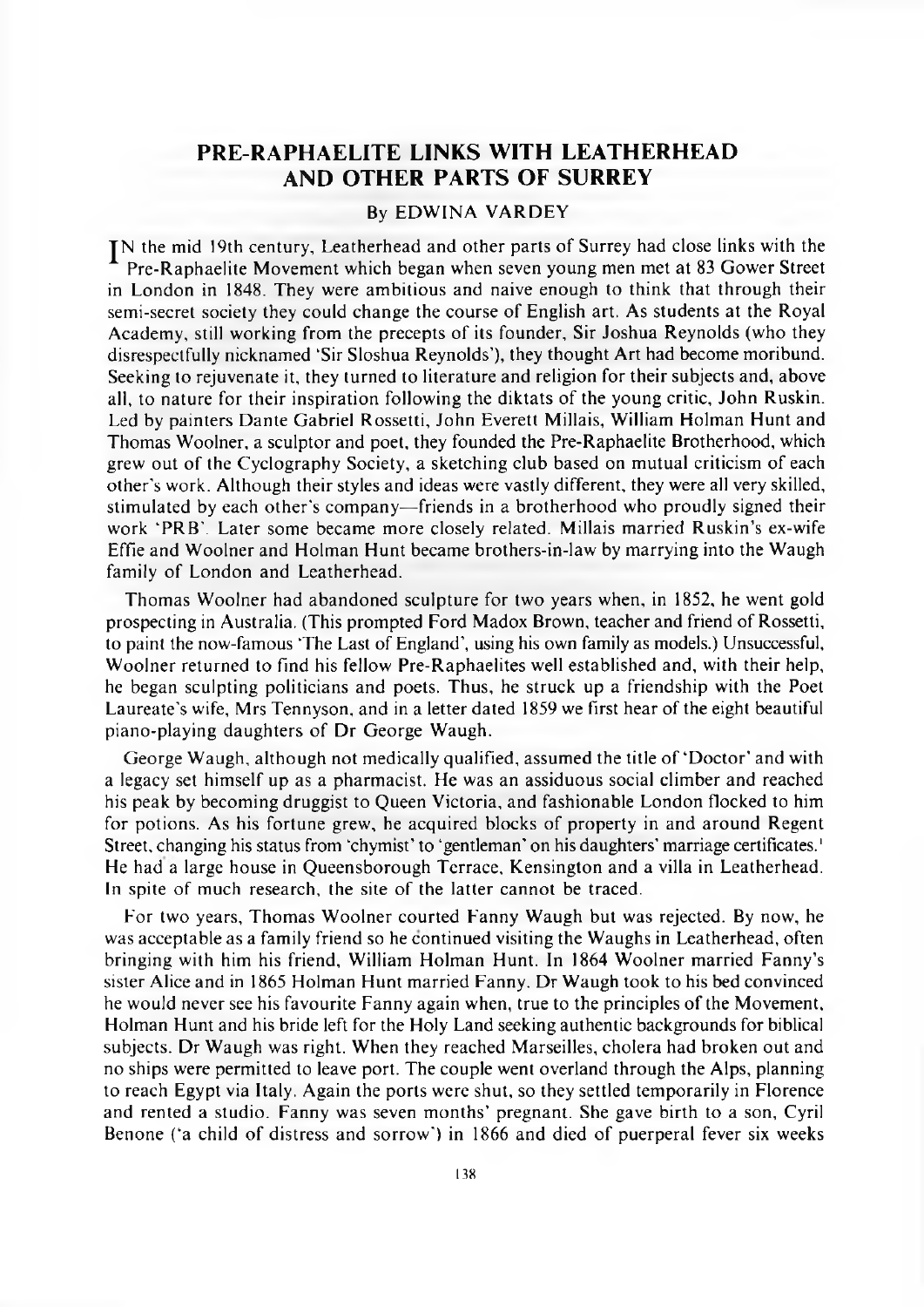# PRE-RAPHAELITE LINKS WITH LEATHERHEAD AND OTHER PARTS OF SURREY

By EDWINA VARDEY

IN the mid 19th century, Leatherhead and other parts of Surrey had close links with the Pre-Raphaelite Movement which began when seven young men met at 83 Gower Street in London in 1848. They were ambitious and naive enough to think that through their semi-secret society they could change the course of English art. As students at the Royal Academy, still working from the precepts of its founder, Sir Joshua Reynolds (who they disrespectfully nicknamed 'Sir Sloshua Reynolds'), they thought Art had become moribund. Seeking to rejuvenate it, they turned to literature and religion for their subjects and, above all, to nature for their inspiration following the diktats of the young critic, John Ruskin. Led by painters Dante Gabriel Rossetti, John Everett Millais, William Holman Hunt and Thomas Woolner, a sculptor and poet, they founded the Pre-Raphaelite Brotherhood, which grew out of the Cyclography Society, a sketching club based on mutual criticism of each other's work. Although their styles and ideas were vastly different, they were all very skilled, stimulated by each other's company—friends in a brotherhood who proudly signed their work 'PRB'. Later some became more closely related. Millais married Ruskin's ex-wife Effie and Woolner and Holman Hunt became brothers-in-law by marrying into the Waugh family of London and Leatherhead.

Thomas Woolner had abandoned sculpture for two years when, in 1852, he went gold prospecting in Australia. (This prompted Ford Madox Brown, teacher and friend of Rossetti, to paint the now-famous 'The Last of England', using his own family as models.) Unsuccessful, Woolner returned to find his fellow Pre-Raphaelites well established and, with their help, he began sculpting politicians and poets. Thus, he struck up a friendship with the Poet Laureate's wife, Mrs Tennyson, and in a letter dated 1859 we first hear of the eight beautiful piano-playing daughters of Dr George Waugh.

George Waugh, although not medically qualified, assumed the title of 'Doctor' and with a legacy set himself up as a pharmacist. He was an assiduous social climber and reached his peak by becoming druggist to Queen Victoria, and fashionable London flocked to him for potions. As his fortune grew, he acquired blocks of property in and around Regent Street, changing his status from 'chymist' to 'gentleman' on his daughters' marriage certificates.[1] He had a large house in Queensborough Terrace, Kensington and a villa in Leatherhead. In spite of much research, the site of the latter cannot be traced.

For two years, Thomas Woolner courted Fanny Waugh but was rejected. By now, he was acceptable as a family friend so he continued visiting the Waughs in Leatherhead, often bringing with him his friend, William Holman Hunt. In 1864 Woolner married Fanny's sister Alice and in 1865 Holman Hunt married Fanny. Dr Waugh took to his bed convinced he would never see his favourite Fanny again when, true to the principles of the Movement, Holman Hunt and his bride left for the Holy Land seeking authentic backgrounds for biblical subjects. Dr Waugh was right. When they reached Marseilles, cholera had broken out and no ships were permitted to leave port. The couple went overland through the Alps, planning to reach Egypt via Italy. Again the ports were shut, so they settled temporarily in Florence and rented a studio. Fanny was seven months' pregnant. She gave birth to a son, Cyril Benone ('a child of distress and sorrow') in 1866 and died of puerperal fever six weeks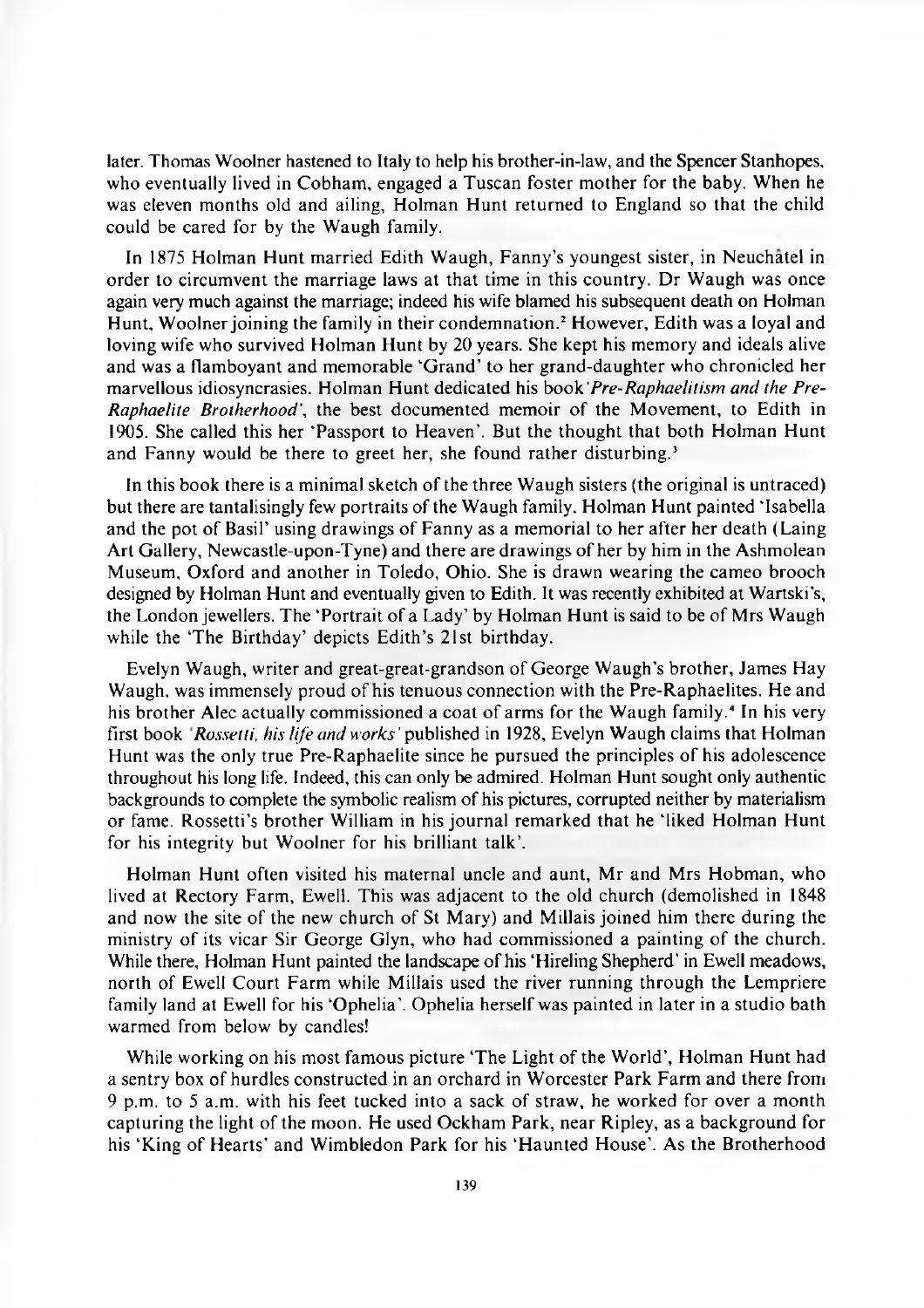later. Thomas Woolner hastened to Italy to help his brother-in-law, and the Spencer Stanhopes, who eventually lived in Cobham, engaged a Tuscan foster mother for the baby. When he was eleven months old and ailing, Holman Hunt returned to England so that the child could be cared for by the Waugh family.

In 1875 Holman Hunt married Edith Waugh, Fanny's youngest sister, in Neuchâtel in order to circumvent the marriage laws at that time in this country. Dr Waugh was once again very much against the marriage; indeed his wife blamed his subsequent death on Holman Hunt, Woolner joining the family in their condemnation.[2] However, Edith was a loyal and loving wife who survived Holman Hunt by 20 years. She kept his memory and ideals alive and was a flamboyant and memorable 'Grand' to her grand-daughter who chronicled her marvellous idiosyncrasies. Holman Hunt dedicated his book *'Pre-Raphaelitism and the Pre-Raphaelite Brotherhood'*, the best documented memoir of the Movement, to Edith in 1905. She called this her 'Passport to Heaven'. But the thought that both Holman Hunt and Fanny would be there to greet her, she found rather disturbing.[3]

In this book there is a minimal sketch of the three Waugh sisters (the original is untraced) but there are tantalisingly few portraits of the Waugh family. Holman Hunt painted 'Isabella and the pot of Basil' using drawings of Fanny as a memorial to her after her death (Laing Art Gallery, Newcastle-upon-Tyne) and there are drawings of her by him in the Ashmolean Museum, Oxford and another in Toledo, Ohio. She is drawn wearing the cameo brooch designed by Holman Hunt and eventually given to Edith. It was recently exhibited at Wartski's, the London jewellers. The 'Portrait of a Lady' by Holman Hunt is said to be of Mrs Waugh while the 'The Birthday' depicts Edith's 21st birthday.

Evelyn Waugh, writer and great-great-grandson of George Waugh's brother, James Hay Waugh, was immensely proud of his tenuous connection with the Pre-Raphaelites. He and his brother Alec actually commissioned a coat of arms for the Waugh family.[4] In his very first book *'Rossetti, his life and works'* published in 1928, Evelyn Waugh claims that Holman Hunt was the only true Pre-Raphaelite since he pursued the principles of his adolescence throughout his long life. Indeed, this can only be admired. Holman Hunt sought only authentic backgrounds to complete the symbolic realism of his pictures, corrupted neither by materialism or fame. Rossetti's brother William in his journal remarked that he 'liked Holman Hunt for his integrity but Woolner for his brilliant talk'.

Holman Hunt often visited his maternal uncle and aunt, Mr and Mrs Hobman, who lived at Rectory Farm, Ewell. This was adjacent to the old church (demolished in 1848 and now the site of the new church of St Mary) and Millais joined him there during the ministry of its vicar Sir George Glyn, who had commissioned a painting of the church. While there, Holman Hunt painted the landscape of his 'Hireling Shepherd' in Ewell meadows, north of Ewell Court Farm while Millais used the river running through the Lempriere family land at Ewell for his 'Ophelia'. Ophelia herself was painted in later in a studio bath warmed from below by candles!

While working on his most famous picture 'The Light of the World', Holman Hunt had a sentry box of hurdles constructed in an orchard in Worcester Park Farm and there from 9 p.m. to 5 a.m. with his feet tucked into a sack of straw, he worked for over a month capturing the light of the moon. He used Ockham Park, near Ripley, as a background for his 'King of Hearts' and Wimbledon Park for his 'Haunted House'. As the Brotherhood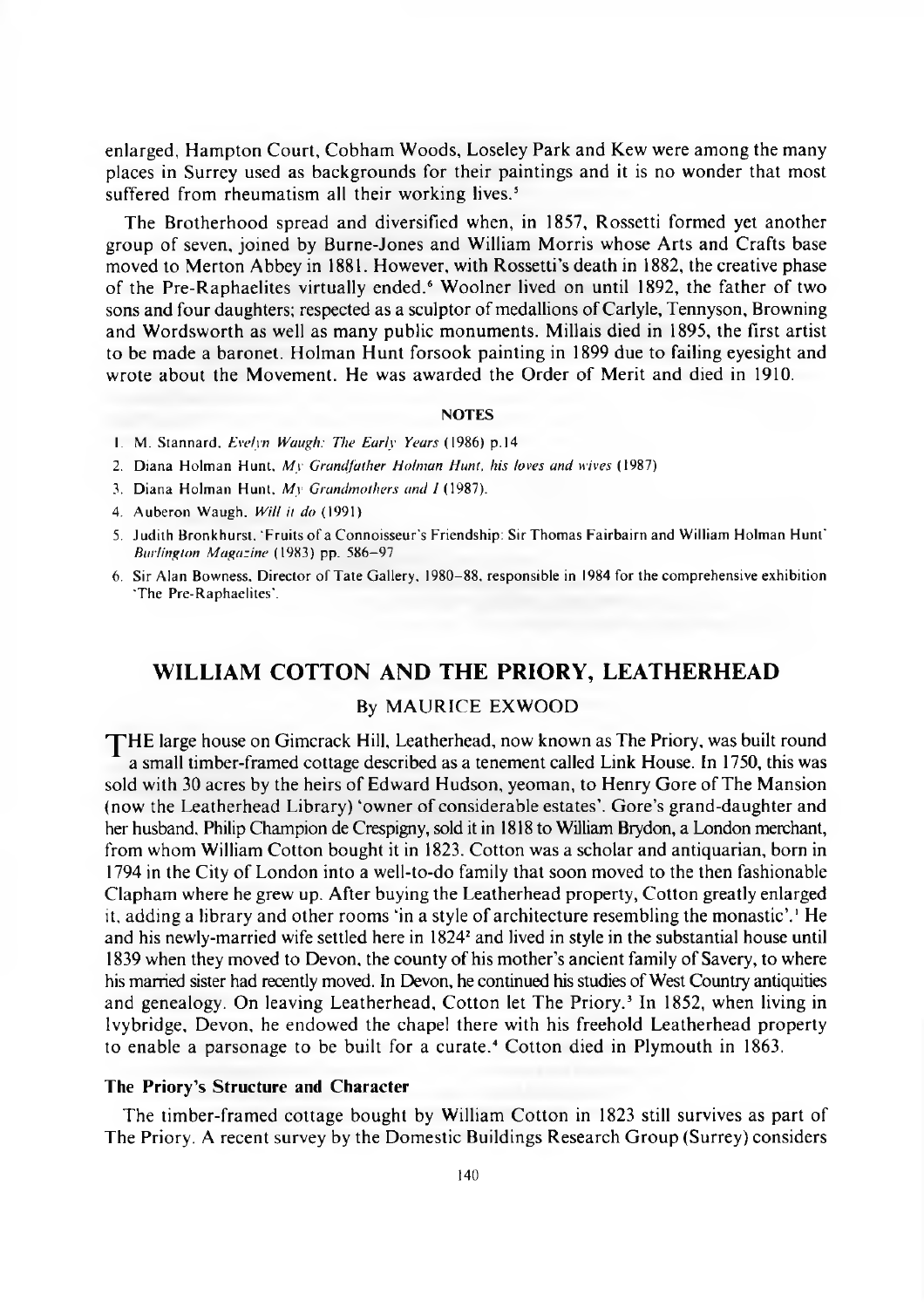enlarged, Hampton Court, Cobham Woods, Loseley Park and Kew were among the many places in Surrey used as backgrounds for their paintings and it is no wonder that most suffered from rheumatism all their working lives.[5]

The Brotherhood spread and diversified when, in 1857, Rossetti formed yet another group of seven, joined by Burne-Jones and William Morris whose Arts and Crafts base moved to Merton Abbey in 1881. However, with Rossetti's death in 1882, the creative phase of the Pre-Raphaelites virtually ended.[6] Woolner lived on until 1892, the father of two sons and four daughters; respected as a sculptor of medallions of Carlyle, Tennyson, Browning and Wordsworth as well as many public monuments. Millais died in 1895, the first artist to be made a baronet. Holman Hunt forsook painting in 1899 due to failing eyesight and wrote about the Movement. He was awarded the Order of Merit and died in 1910.

#### NOTES

1. M. Stannard, *Evelyn Waugh: The Early Years* (1986) p.14
2. Diana Holman Hunt, *My Grandfather Holman Hunt, his loves and wives* (1987)
3. Diana Holman Hunt, *My Grandmothers and I* (1987).
4. Auberon Waugh, *Will it do* (1991)
5. Judith Bronkhurst, 'Fruits of a Connoisseur's Friendship: Sir Thomas Fairbairn and William Holman Hunt' *Burlington Magazine* (1983) pp. 586–97
6. Sir Alan Bowness, Director of Tate Gallery, 1980–88, responsible in 1984 for the comprehensive exhibition 'The Pre-Raphaelites'.

## WILLIAM COTTON AND THE PRIORY, LEATHERHEAD

By MAURICE EXWOOD

THE large house on Gimcrack Hill, Leatherhead, now known as The Priory, was built round a small timber-framed cottage described as a tenement called Link House. In 1750, this was sold with 30 acres by the heirs of Edward Hudson, yeoman, to Henry Gore of The Mansion (now the Leatherhead Library) 'owner of considerable estates'. Gore's grand-daughter and her husband, Philip Champion de Crespigny, sold it in 1818 to William Brydon, a London merchant, from whom William Cotton bought it in 1823. Cotton was a scholar and antiquarian, born in 1794 in the City of London into a well-to-do family that soon moved to the then fashionable Clapham where he grew up. After buying the Leatherhead property, Cotton greatly enlarged it, adding a library and other rooms 'in a style of architecture resembling the monastic'.[1] He and his newly-married wife settled here in 1824[2] and lived in style in the substantial house until 1839 when they moved to Devon, the county of his mother's ancient family of Savery, to where his married sister had recently moved. In Devon, he continued his studies of West Country antiquities and genealogy. On leaving Leatherhead, Cotton let The Priory.[3] In 1852, when living in Ivybridge, Devon, he endowed the chapel there with his freehold Leatherhead property to enable a parsonage to be built for a curate.[4] Cotton died in Plymouth in 1863.

### The Priory's Structure and Character

The timber-framed cottage bought by William Cotton in 1823 still survives as part of The Priory. A recent survey by the Domestic Buildings Research Group (Surrey) considers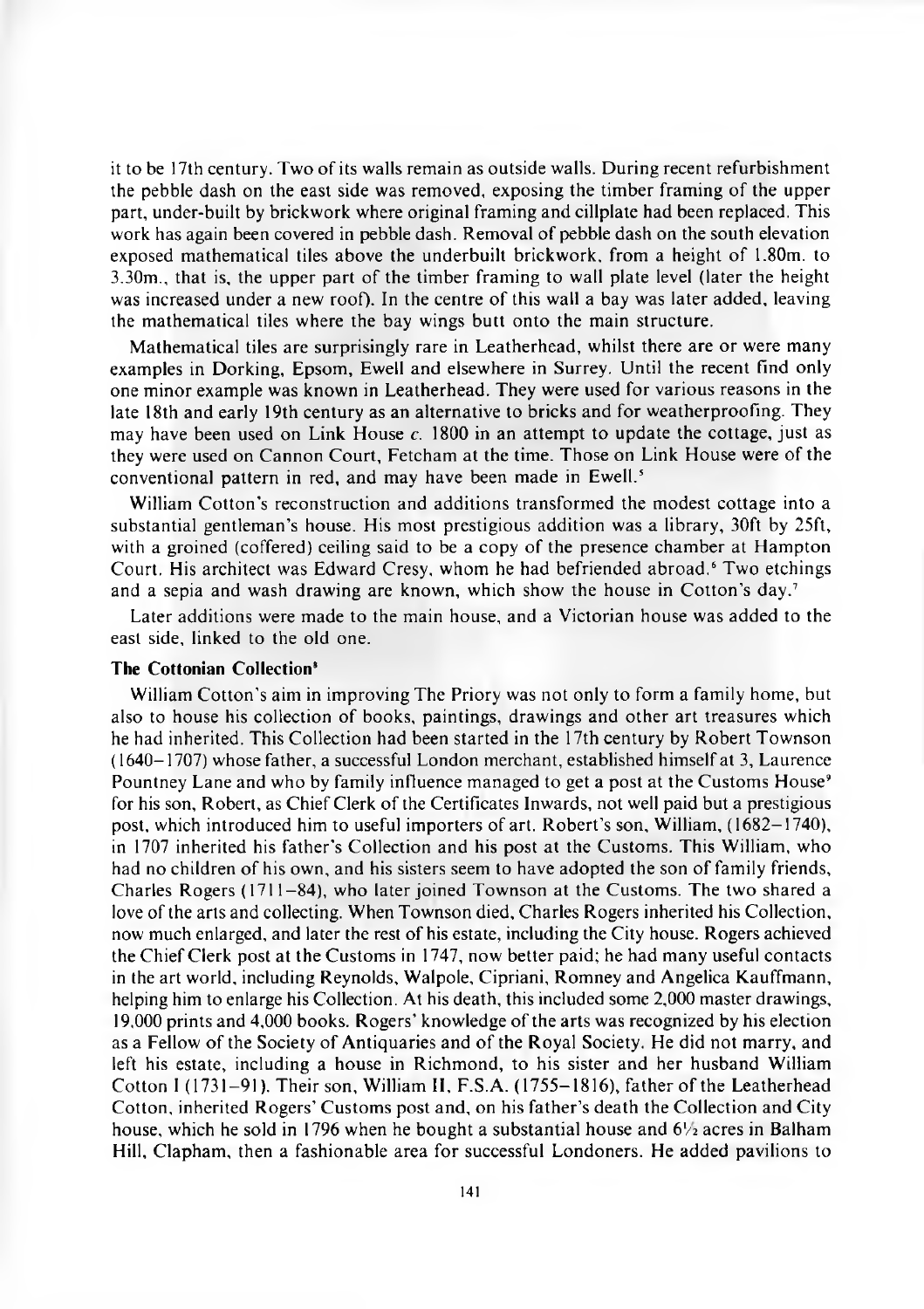it to be 17th century. Two of its walls remain as outside walls. During recent refurbishment the pebble dash on the east side was removed, exposing the timber framing of the upper part, under-built by brickwork where original framing and cillplate had been replaced. This work has again been covered in pebble dash. Removal of pebble dash on the south elevation exposed mathematical tiles above the underbuilt brickwork, from a height of 1.80m. to 3.30m., that is, the upper part of the timber framing to wall plate level (later the height was increased under a new roof). In the centre of this wall a bay was later added, leaving the mathematical tiles where the bay wings butt onto the main structure.

Mathematical tiles are surprisingly rare in Leatherhead, whilst there are or were many examples in Dorking, Epsom, Ewell and elsewhere in Surrey. Until the recent find only one minor example was known in Leatherhead. They were used for various reasons in the late 18th and early 19th century as an alternative to bricks and for weatherproofing. They may have been used on Link House *c.* 1800 in an attempt to update the cottage, just as they were used on Cannon Court, Fetcham at the time. Those on Link House were of the conventional pattern in red, and may have been made in Ewell.[5]

William Cotton's reconstruction and additions transformed the modest cottage into a substantial gentleman's house. His most prestigious addition was a library, 30ft by 25ft, with a groined (coffered) ceiling said to be a copy of the presence chamber at Hampton Court. His architect was Edward Cresy, whom he had befriended abroad.[6] Two etchings and a sepia and wash drawing are known, which show the house in Cotton's day.[7]

Later additions were made to the main house, and a Victorian house was added to the east side, linked to the old one.

**The Cottonian Collection**[8]

William Cotton's aim in improving The Priory was not only to form a family home, but also to house his collection of books, paintings, drawings and other art treasures which he had inherited. This Collection had been started in the 17th century by Robert Townson (1640–1707) whose father, a successful London merchant, established himself at 3, Laurence Pountney Lane and who by family influence managed to get a post at the Customs House[9] for his son, Robert, as Chief Clerk of the Certificates Inwards, not well paid but a prestigious post, which introduced him to useful importers of art. Robert's son, William, (1682–1740), in 1707 inherited his father's Collection and his post at the Customs. This William, who had no children of his own, and his sisters seem to have adopted the son of family friends, Charles Rogers (1711–84), who later joined Townson at the Customs. The two shared a love of the arts and collecting. When Townson died, Charles Rogers inherited his Collection, now much enlarged, and later the rest of his estate, including the City house. Rogers achieved the Chief Clerk post at the Customs in 1747, now better paid; he had many useful contacts in the art world, including Reynolds, Walpole, Cipriani, Romney and Angelica Kauffmann, helping him to enlarge his Collection. At his death, this included some 2,000 master drawings, 19,000 prints and 4,000 books. Rogers' knowledge of the arts was recognized by his election as a Fellow of the Society of Antiquaries and of the Royal Society. He did not marry, and left his estate, including a house in Richmond, to his sister and her husband William Cotton I (1731–91). Their son, William II, F.S.A. (1755–1816), father of the Leatherhead Cotton, inherited Rogers' Customs post and, on his father's death the Collection and City house, which he sold in 1796 when he bought a substantial house and 6½ acres in Balham Hill, Clapham, then a fashionable area for successful Londoners. He added pavilions to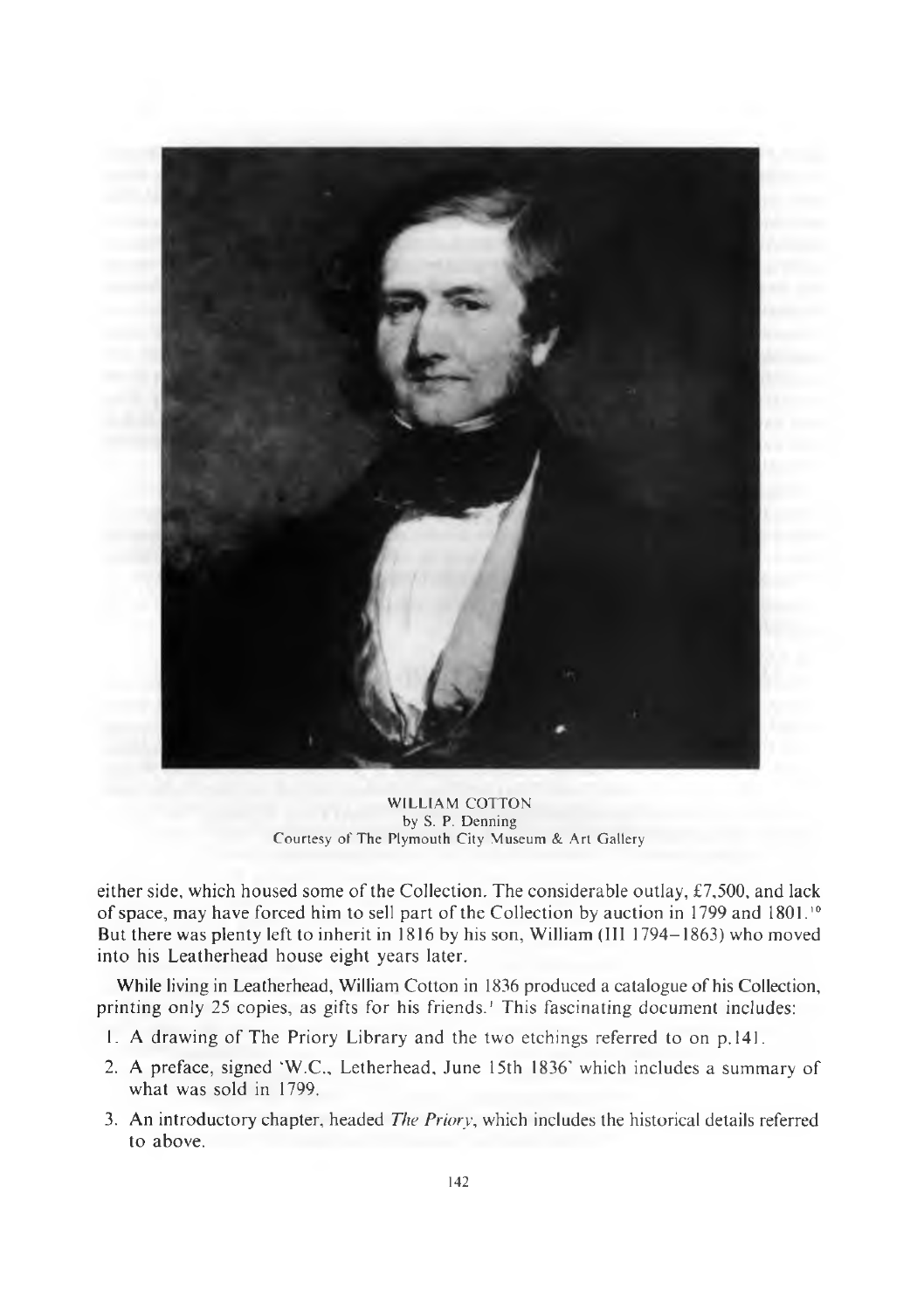WILLIAM COTTON
by S. P. Denning
Courtesy of The Plymouth City Museum & Art Gallery

either side, which housed some of the Collection. The considerable outlay, £7,500, and lack of space, may have forced him to sell part of the Collection by auction in 1799 and 1801.[10] But there was plenty left to inherit in 1816 by his son, William (III 1794–1863) who moved into his Leatherhead house eight years later.

While living in Leatherhead, William Cotton in 1836 produced a catalogue of his Collection, printing only 25 copies, as gifts for his friends.[1] This fascinating document includes:

1. A drawing of The Priory Library and the two etchings referred to on p.141.
2. A preface, signed 'W.C., Letherhead, June 15th 1836' which includes a summary of what was sold in 1799.
3. An introductory chapter, headed *The Priory*, which includes the historical details referred to above.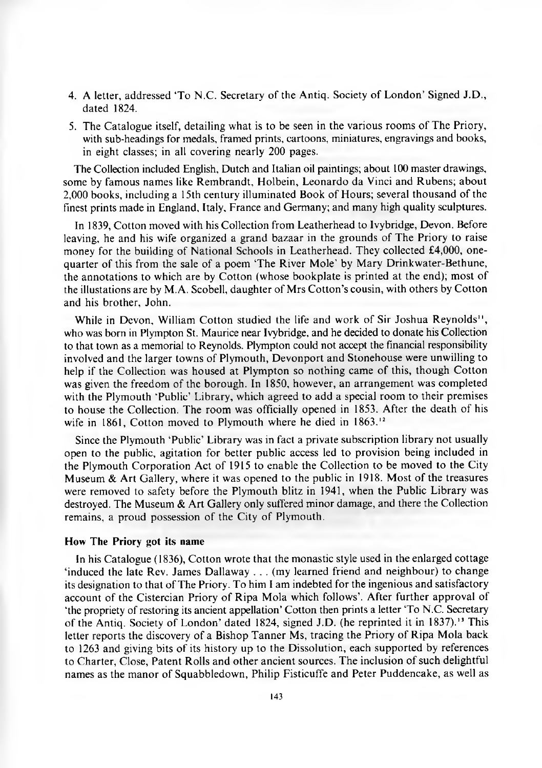4. A letter, addressed 'To N.C. Secretary of the Antiq. Society of London' Signed J.D., dated 1824.
5. The Catalogue itself, detailing what is to be seen in the various rooms of The Priory, with sub-headings for medals, framed prints, cartoons, miniatures, engravings and books, in eight classes; in all covering nearly 200 pages.

The Collection included English, Dutch and Italian oil paintings; about 100 master drawings, some by famous names like Rembrandt, Holbein, Leonardo da Vinci and Rubens; about 2,000 books, including a 15th century illuminated Book of Hours; several thousand of the finest prints made in England, Italy, France and Germany; and many high quality sculptures.

In 1839, Cotton moved with his Collection from Leatherhead to Ivybridge, Devon. Before leaving, he and his wife organized a grand bazaar in the grounds of The Priory to raise money for the building of National Schools in Leatherhead. They collected £4,000, one-quarter of this from the sale of a poem 'The River Mole' by Mary Drinkwater-Bethune, the annotations to which are by Cotton (whose bookplate is printed at the end); most of the illustrations are by M.A. Scobell, daughter of Mrs Cotton's cousin, with others by Cotton and his brother, John.

While in Devon, William Cotton studied the life and work of Sir Joshua Reynolds[11], who was born in Plympton St. Maurice near Ivybridge, and he decided to donate his Collection to that town as a memorial to Reynolds. Plympton could not accept the financial responsibility involved and the larger towns of Plymouth, Devonport and Stonehouse were unwilling to help if the Collection was housed at Plympton so nothing came of this, though Cotton was given the freedom of the borough. In 1850, however, an arrangement was completed with the Plymouth 'Public' Library, which agreed to add a special room to their premises to house the Collection. The room was officially opened in 1853. After the death of his wife in 1861, Cotton moved to Plymouth where he died in 1863.[12]

Since the Plymouth 'Public' Library was in fact a private subscription library not usually open to the public, agitation for better public access led to provision being included in the Plymouth Corporation Act of 1915 to enable the Collection to be moved to the City Museum & Art Gallery, where it was opened to the public in 1918. Most of the treasures were removed to safety before the Plymouth blitz in 1941, when the Public Library was destroyed. The Museum & Art Gallery only suffered minor damage, and there the Collection remains, a proud possession of the City of Plymouth.

### How The Priory got its name

In his Catalogue (1836), Cotton wrote that the monastic style used in the enlarged cottage 'induced the late Rev. James Dallaway . . . (my learned friend and neighbour) to change its designation to that of The Priory. To him I am indebted for the ingenious and satisfactory account of the Cistercian Priory of Ripa Mola which follows'. After further approval of 'the propriety of restoring its ancient appellation' Cotton then prints a letter 'To N.C. Secretary of the Antiq. Society of London' dated 1824, signed J.D. (he reprinted it in 1837).[13] This letter reports the discovery of a Bishop Tanner Ms, tracing the Priory of Ripa Mola back to 1263 and giving bits of its history up to the Dissolution, each supported by references to Charter, Close, Patent Rolls and other ancient sources. The inclusion of such delightful names as the manor of Squabbledown, Philip Fisticuffe and Peter Puddencake, as well as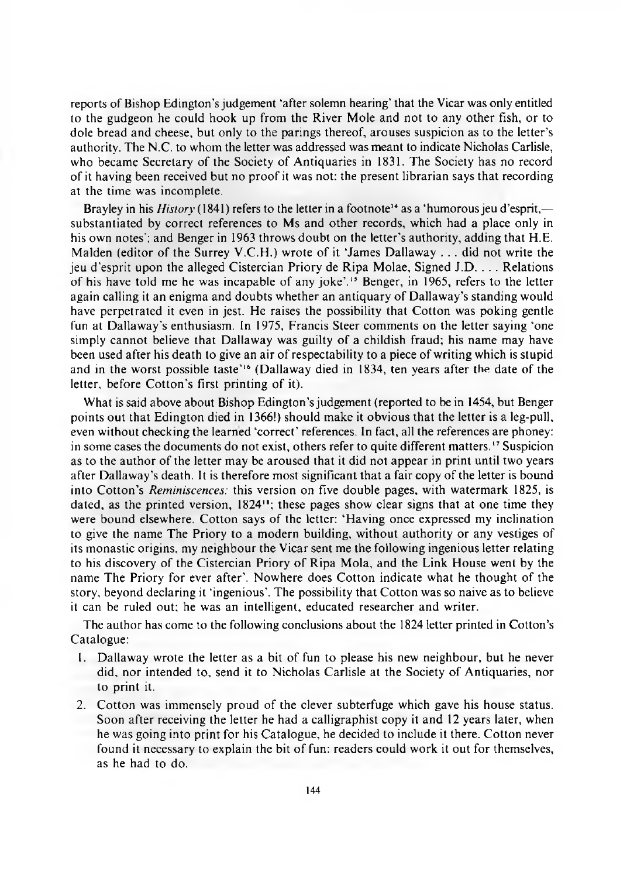reports of Bishop Edington's judgement 'after solemn hearing' that the Vicar was only entitled to the gudgeon he could hook up from the River Mole and not to any other fish, or to dole bread and cheese, but only to the parings thereof, arouses suspicion as to the letter's authority. The N.C. to whom the letter was addressed was meant to indicate Nicholas Carlisle, who became Secretary of the Society of Antiquaries in 1831. The Society has no record of it having been received but no proof it was not: the present librarian says that recording at the time was incomplete.

Brayley in his *History* (1841) refers to the letter in a footnote[14] as a 'humorous jeu d'esprit,—substantiated by correct references to Ms and other records, which had a place only in his own notes'; and Benger in 1963 throws doubt on the letter's authority, adding that H.E. Malden (editor of the Surrey V.C.H.) wrote of it 'James Dallaway . . . did not write the jeu d'esprit upon the alleged Cistercian Priory de Ripa Molae, Signed J.D. . . . Relations of his have told me he was incapable of any joke'.[15] Benger, in 1965, refers to the letter again calling it an enigma and doubts whether an antiquary of Dallaway's standing would have perpetrated it even in jest. He raises the possibility that Cotton was poking gentle fun at Dallaway's enthusiasm. In 1975, Francis Steer comments on the letter saying 'one simply cannot believe that Dallaway was guilty of a childish fraud; his name may have been used after his death to give an air of respectability to a piece of writing which is stupid and in the worst possible taste'[16] (Dallaway died in 1834, ten years after the date of the letter, before Cotton's first printing of it).

What is said above about Bishop Edington's judgement (reported to be in 1454, but Benger points out that Edington died in 1366!) should make it obvious that the letter is a leg-pull, even without checking the learned 'correct' references. In fact, all the references are phoney: in some cases the documents do not exist, others refer to quite different matters.[17] Suspicion as to the author of the letter may be aroused that it did not appear in print until two years after Dallaway's death. It is therefore most significant that a fair copy of the letter is bound into Cotton's *Reminiscences*: this version on five double pages, with watermark 1825, is dated, as the printed version, 1824[18]; these pages show clear signs that at one time they were bound elsewhere. Cotton says of the letter: 'Having once expressed my inclination to give the name The Priory to a modern building, without authority or any vestiges of its monastic origins, my neighbour the Vicar sent me the following ingenious letter relating to his discovery of the Cistercian Priory of Ripa Mola, and the Link House went by the name The Priory for ever after'. Nowhere does Cotton indicate what he thought of the story, beyond declaring it 'ingenious'. The possibility that Cotton was so naive as to believe it can be ruled out; he was an intelligent, educated researcher and writer.

The author has come to the following conclusions about the 1824 letter printed in Cotton's Catalogue:

1. Dallaway wrote the letter as a bit of fun to please his new neighbour, but he never did, nor intended to, send it to Nicholas Carlisle at the Society of Antiquaries, nor to print it.
2. Cotton was immensely proud of the clever subterfuge which gave his house status. Soon after receiving the letter he had a calligraphist copy it and 12 years later, when he was going into print for his Catalogue, he decided to include it there. Cotton never found it necessary to explain the bit of fun: readers could work it out for themselves, as he had to do.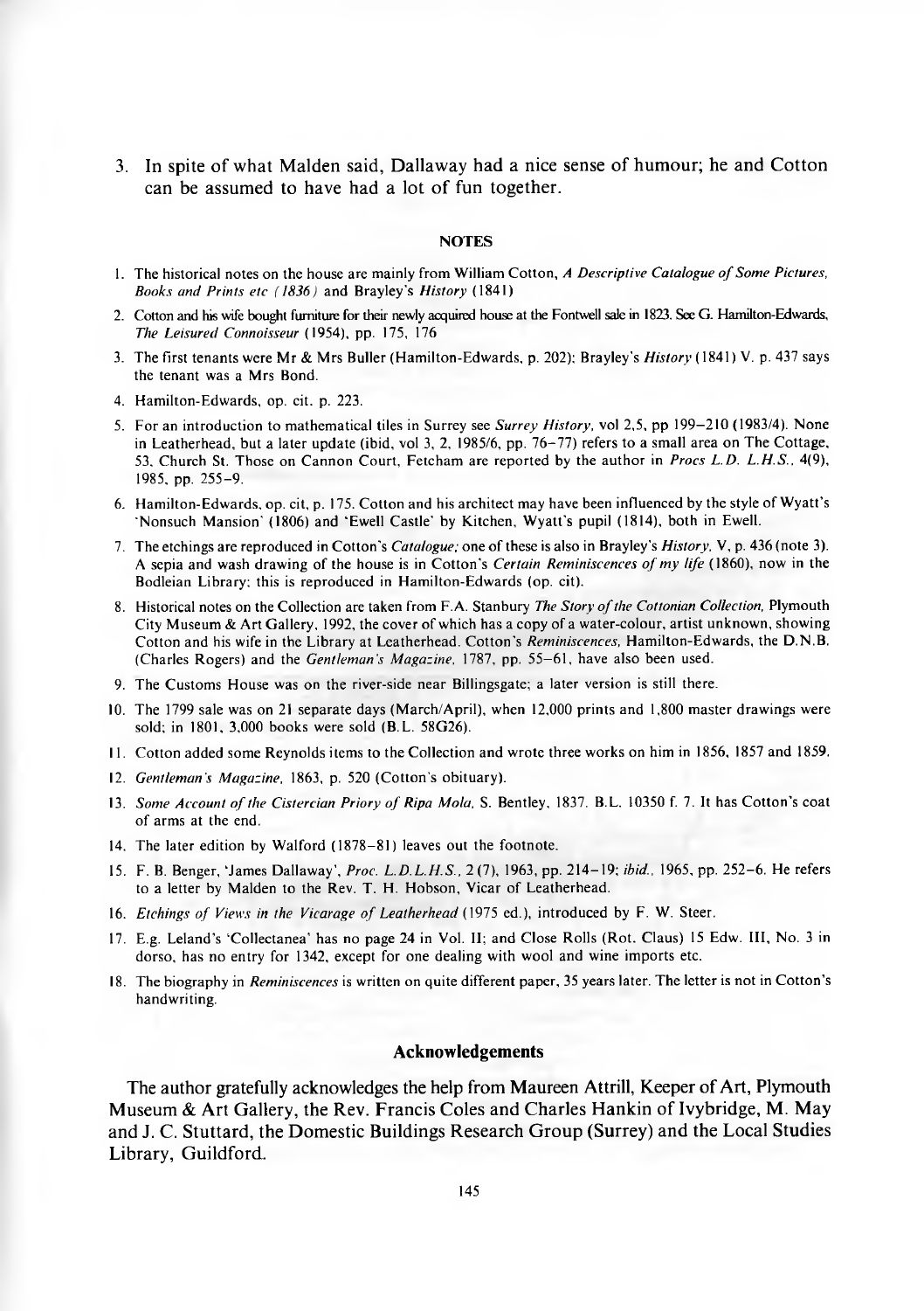3. In spite of what Malden said, Dallaway had a nice sense of humour; he and Cotton can be assumed to have had a lot of fun together.

## NOTES

1. The historical notes on the house are mainly from William Cotton, *A Descriptive Catalogue of Some Pictures, Books and Prints etc (1836)* and Brayley's *History* (1841)
2. Cotton and his wife bought furniture for their newly acquired house at the Fontwell sale in 1823. See G. Hamilton-Edwards, *The Leisured Connoisseur* (1954), pp. 175, 176
3. The first tenants were Mr & Mrs Buller (Hamilton-Edwards, p. 202); Brayley's *History* (1841) V. p. 437 says the tenant was a Mrs Bond.
4. Hamilton-Edwards, op. cit. p. 223.
5. For an introduction to mathematical tiles in Surrey see *Surrey History*, vol 2,5, pp 199–210 (1983/4). None in Leatherhead, but a later update (ibid, vol 3, 2, 1985/6, pp. 76–77) refers to a small area on The Cottage, 53, Church St. Those on Cannon Court, Fetcham are reported by the author in *Procs L.D. L.H.S.*, 4(9), 1985, pp. 255–9.
6. Hamilton-Edwards, op. cit, p. 175. Cotton and his architect may have been influenced by the style of Wyatt's 'Nonsuch Mansion' (1806) and 'Ewell Castle' by Kitchen, Wyatt's pupil (1814), both in Ewell.
7. The etchings are reproduced in Cotton's *Catalogue;* one of these is also in Brayley's *History*, V, p. 436 (note 3). A sepia and wash drawing of the house is in Cotton's *Certain Reminiscences of my life* (1860), now in the Bodleian Library; this is reproduced in Hamilton-Edwards (op. cit).
8. Historical notes on the Collection are taken from F.A. Stanbury *The Story of the Cottonian Collection*, Plymouth City Museum & Art Gallery, 1992, the cover of which has a copy of a water-colour, artist unknown, showing Cotton and his wife in the Library at Leatherhead. Cotton's *Reminiscences*, Hamilton-Edwards, the D.N.B. (Charles Rogers) and the *Gentleman's Magazine*, 1787, pp. 55–61, have also been used.
9. The Customs House was on the river-side near Billingsgate; a later version is still there.
10. The 1799 sale was on 21 separate days (March/April), when 12,000 prints and 1,800 master drawings were sold; in 1801, 3,000 books were sold (B.L. 58G26).
11. Cotton added some Reynolds items to the Collection and wrote three works on him in 1856, 1857 and 1859.
12. *Gentleman's Magazine*, 1863, p. 520 (Cotton's obituary).
13. *Some Account of the Cistercian Priory of Ripa Mola*, S. Bentley, 1837. B.L. 10350 f. 7. It has Cotton's coat of arms at the end.
14. The later edition by Walford (1878–81) leaves out the footnote.
15. F. B. Benger, 'James Dallaway', *Proc. L.D.L.H.S.*, 2 (7), 1963, pp. 214–19; *ibid.*, 1965, pp. 252–6. He refers to a letter by Malden to the Rev. T. H. Hobson, Vicar of Leatherhead.
16. *Etchings of Views in the Vicarage of Leatherhead* (1975 ed.), introduced by F. W. Steer.
17. E.g. Leland's 'Collectanea' has no page 24 in Vol. II; and Close Rolls (Rot. Claus) 15 Edw. III, No. 3 in dorso, has no entry for 1342, except for one dealing with wool and wine imports etc.
18. The biography in *Reminiscences* is written on quite different paper, 35 years later. The letter is not in Cotton's handwriting.

## Acknowledgements

The author gratefully acknowledges the help from Maureen Attrill, Keeper of Art, Plymouth Museum & Art Gallery, the Rev. Francis Coles and Charles Hankin of Ivybridge, M. May and J. C. Stuttard, the Domestic Buildings Research Group (Surrey) and the Local Studies Library, Guildford.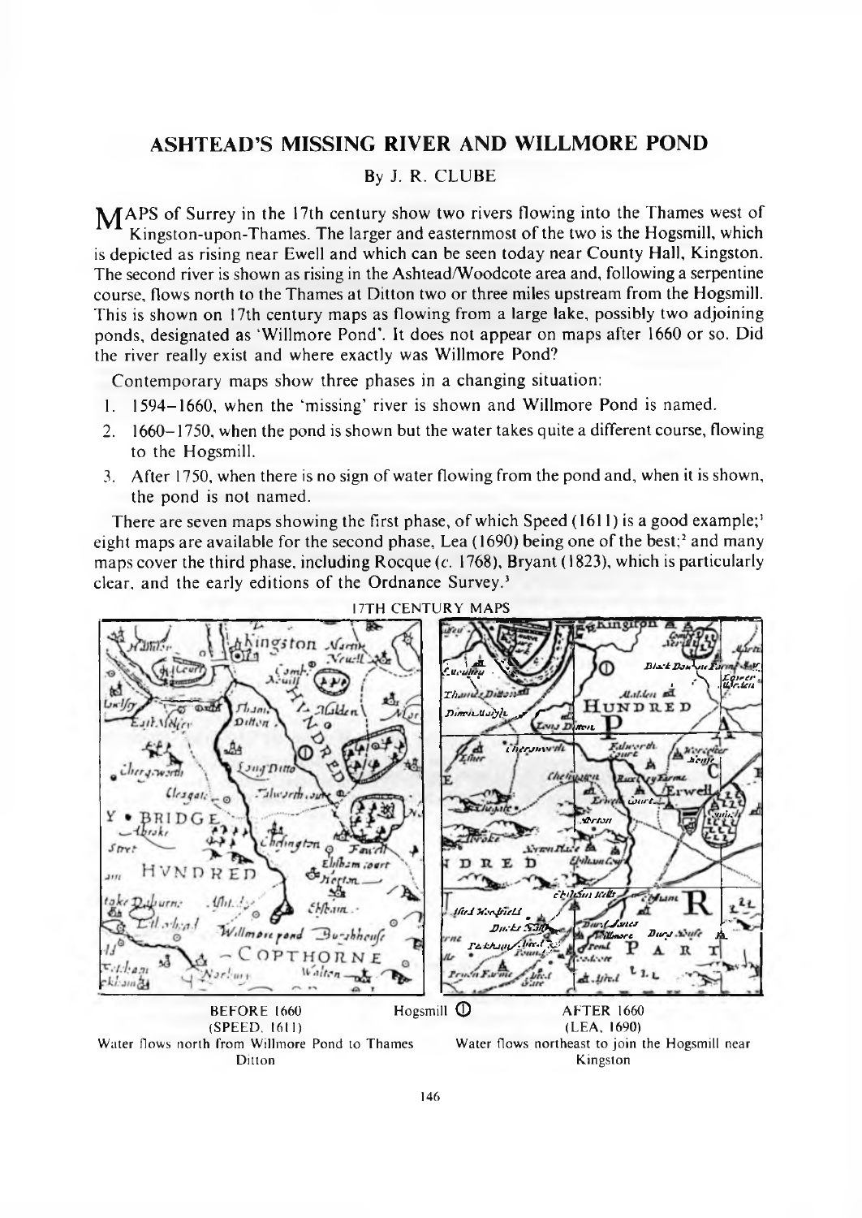# ASHTEAD'S MISSING RIVER AND WILLMORE POND

By J. R. CLUBE

MAPS of Surrey in the 17th century show two rivers flowing into the Thames west of Kingston-upon-Thames. The larger and easternmost of the two is the Hogsmill, which is depicted as rising near Ewell and which can be seen today near County Hall, Kingston. The second river is shown as rising in the Ashtead/Woodcote area and, following a serpentine course, flows north to the Thames at Ditton two or three miles upstream from the Hogsmill. This is shown on 17th century maps as flowing from a large lake, possibly two adjoining ponds, designated as 'Willmore Pond'. It does not appear on maps after 1660 or so. Did the river really exist and where exactly was Willmore Pond?

Contemporary maps show three phases in a changing situation:

1. 1594–1660, when the 'missing' river is shown and Willmore Pond is named.
2. 1660–1750, when the pond is shown but the water takes quite a different course, flowing to the Hogsmill.
3. After 1750, when there is no sign of water flowing from the pond and, when it is shown, the pond is not named.

There are seven maps showing the first phase, of which Speed (1611) is a good example;[1] eight maps are available for the second phase, Lea (1690) being one of the best;[2] and many maps cover the third phase, including Rocque (*c.* 1768), Bryant (1823), which is particularly clear, and the early editions of the Ordnance Survey.[3]

17TH CENTURY MAPS

BEFORE 1660 (SPEED, 1611) — Water flows north from Willmore Pond to Thames Ditton

Hogsmill ①

AFTER 1660 (LEA, 1690) — Water flows northeast to join the Hogsmill near Kingston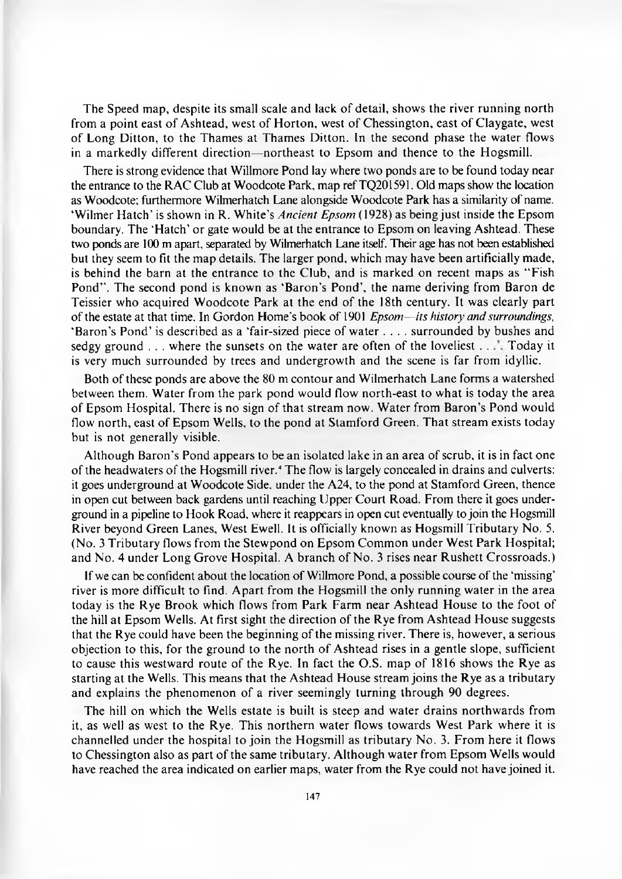The Speed map, despite its small scale and lack of detail, shows the river running north from a point east of Ashtead, west of Horton, west of Chessington, east of Claygate, west of Long Ditton, to the Thames at Thames Ditton. In the second phase the water flows in a markedly different direction—northeast to Epsom and thence to the Hogsmill.

There is strong evidence that Willmore Pond lay where two ponds are to be found today near the entrance to the RAC Club at Woodcote Park, map ref TQ201591. Old maps show the location as Woodcote; furthermore Wilmerhatch Lane alongside Woodcote Park has a similarity of name. 'Wilmer Hatch' is shown in R. White's *Ancient Epsom* (1928) as being just inside the Epsom boundary. The 'Hatch' or gate would be at the entrance to Epsom on leaving Ashtead. These two ponds are 100 m apart, separated by Wilmerhatch Lane itself. Their age has not been established but they seem to fit the map details. The larger pond, which may have been artificially made, is behind the barn at the entrance to the Club, and is marked on recent maps as "Fish Pond". The second pond is known as 'Baron's Pond', the name deriving from Baron de Teissier who acquired Woodcote Park at the end of the 18th century. It was clearly part of the estate at that time. In Gordon Home's book of 1901 *Epsom—its history and surroundings*, 'Baron's Pond' is described as a 'fair-sized piece of water . . . . surrounded by bushes and sedgy ground . . . where the sunsets on the water are often of the loveliest . . .'. Today it is very much surrounded by trees and undergrowth and the scene is far from idyllic.

Both of these ponds are above the 80 m contour and Wilmerhatch Lane forms a watershed between them. Water from the park pond would flow north-east to what is today the area of Epsom Hospital. There is no sign of that stream now. Water from Baron's Pond would flow north, east of Epsom Wells, to the pond at Stamford Green. That stream exists today but is not generally visible.

Although Baron's Pond appears to be an isolated lake in an area of scrub, it is in fact one of the headwaters of the Hogsmill river.[4] The flow is largely concealed in drains and culverts: it goes underground at Woodcote Side, under the A24, to the pond at Stamford Green, thence in open cut between back gardens until reaching Upper Court Road. From there it goes underground in a pipeline to Hook Road, where it reappears in open cut eventually to join the Hogsmill River beyond Green Lanes, West Ewell. It is officially known as Hogsmill Tributary No. 5. (No. 3 Tributary flows from the Stewpond on Epsom Common under West Park Hospital; and No. 4 under Long Grove Hospital. A branch of No. 3 rises near Rushett Crossroads.)

If we can be confident about the location of Willmore Pond, a possible course of the 'missing' river is more difficult to find. Apart from the Hogsmill the only running water in the area today is the Rye Brook which flows from Park Farm near Ashtead House to the foot of the hill at Epsom Wells. At first sight the direction of the Rye from Ashtead House suggests that the Rye could have been the beginning of the missing river. There is, however, a serious objection to this, for the ground to the north of Ashtead rises in a gentle slope, sufficient to cause this westward route of the Rye. In fact the O.S. map of 1816 shows the Rye as starting at the Wells. This means that the Ashtead House stream joins the Rye as a tributary and explains the phenomenon of a river seemingly turning through 90 degrees.

The hill on which the Wells estate is built is steep and water drains northwards from it, as well as west to the Rye. This northern water flows towards West Park where it is channelled under the hospital to join the Hogsmill as tributary No. 3. From here it flows to Chessington also as part of the same tributary. Although water from Epsom Wells would have reached the area indicated on earlier maps, water from the Rye could not have joined it.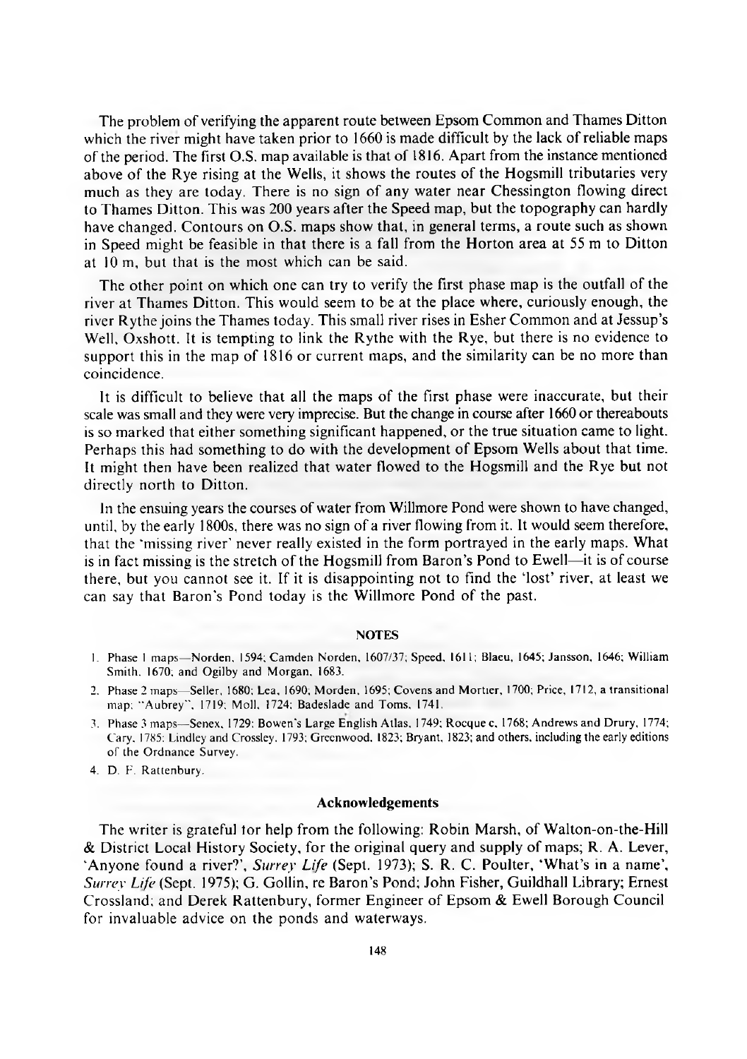The problem of verifying the apparent route between Epsom Common and Thames Ditton which the river might have taken prior to 1660 is made difficult by the lack of reliable maps of the period. The first O.S. map available is that of 1816. Apart from the instance mentioned above of the Rye rising at the Wells, it shows the routes of the Hogsmill tributaries very much as they are today. There is no sign of any water near Chessington flowing direct to Thames Ditton. This was 200 years after the Speed map, but the topography can hardly have changed. Contours on O.S. maps show that, in general terms, a route such as shown in Speed might be feasible in that there is a fall from the Horton area at 55 m to Ditton at 10 m, but that is the most which can be said.

The other point on which one can try to verify the first phase map is the outfall of the river at Thames Ditton. This would seem to be at the place where, curiously enough, the river Rythe joins the Thames today. This small river rises in Esher Common and at Jessup's Well, Oxshott. It is tempting to link the Rythe with the Rye, but there is no evidence to support this in the map of 1816 or current maps, and the similarity can be no more than coincidence.

It is difficult to believe that all the maps of the first phase were inaccurate, but their scale was small and they were very imprecise. But the change in course after 1660 or thereabouts is so marked that either something significant happened, or the true situation came to light. Perhaps this had something to do with the development of Epsom Wells about that time. It might then have been realized that water flowed to the Hogsmill and the Rye but not directly north to Ditton.

In the ensuing years the courses of water from Willmore Pond were shown to have changed, until, by the early 1800s, there was no sign of a river flowing from it. It would seem therefore, that the 'missing river' never really existed in the form portrayed in the early maps. What is in fact missing is the stretch of the Hogsmill from Baron's Pond to Ewell—it is of course there, but you cannot see it. If it is disappointing not to find the 'lost' river, at least we can say that Baron's Pond today is the Willmore Pond of the past.

#### NOTES

1. Phase 1 maps—Norden, 1594; Camden Norden, 1607/37; Speed, 1611; Blaeu, 1645; Jansson, 1646; William Smith, 1670; and Ogilby and Morgan, 1683.
2. Phase 2 maps—Seller, 1680; Lea, 1690; Morden, 1695; Covens and Mortier, 1700; Price, 1712, a transitional map; "Aubrey", 1719; Moll, 1724; Badeslade and Toms, 1741.
3. Phase 3 maps—Senex, 1729; Bowen's Large English Atlas, 1749; Rocque c. 1768; Andrews and Drury, 1774; Cary, 1785; Lindley and Crossley, 1793; Greenwood, 1823; Bryant, 1823; and others, including the early editions of the Ordnance Survey.
4. D. F. Rattenbury.

#### Acknowledgements

The writer is grateful for help from the following: Robin Marsh, of Walton-on-the-Hill & District Local History Society, for the original query and supply of maps; R. A. Lever, 'Anyone found a river?', *Surrey Life* (Sept. 1973); S. R. C. Poulter, 'What's in a name', *Surrey Life* (Sept. 1975); G. Gollin, re Baron's Pond; John Fisher, Guildhall Library; Ernest Crossland; and Derek Rattenbury, former Engineer of Epsom & Ewell Borough Council for invaluable advice on the ponds and waterways.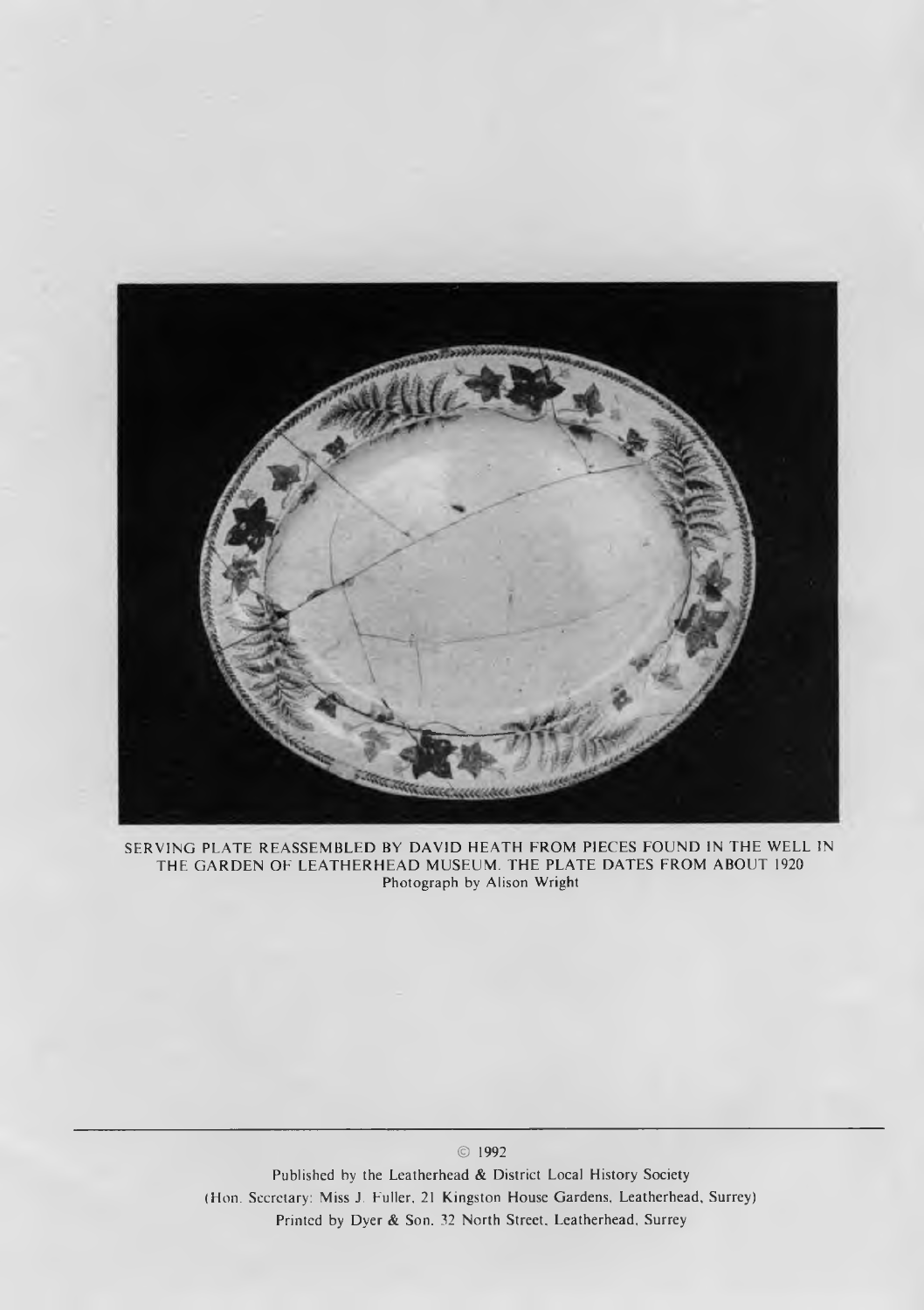SERVING PLATE REASSEMBLED BY DAVID HEATH FROM PIECES FOUND IN THE WELL IN THE GARDEN OF LEATHERHEAD MUSEUM. THE PLATE DATES FROM ABOUT 1920
Photograph by Alison Wright

---

© 1992

Published by the Leatherhead & District Local History Society
(Hon. Secretary: Miss J. Fuller, 21 Kingston House Gardens, Leatherhead, Surrey)
Printed by Dyer & Son, 32 North Street, Leatherhead, Surrey